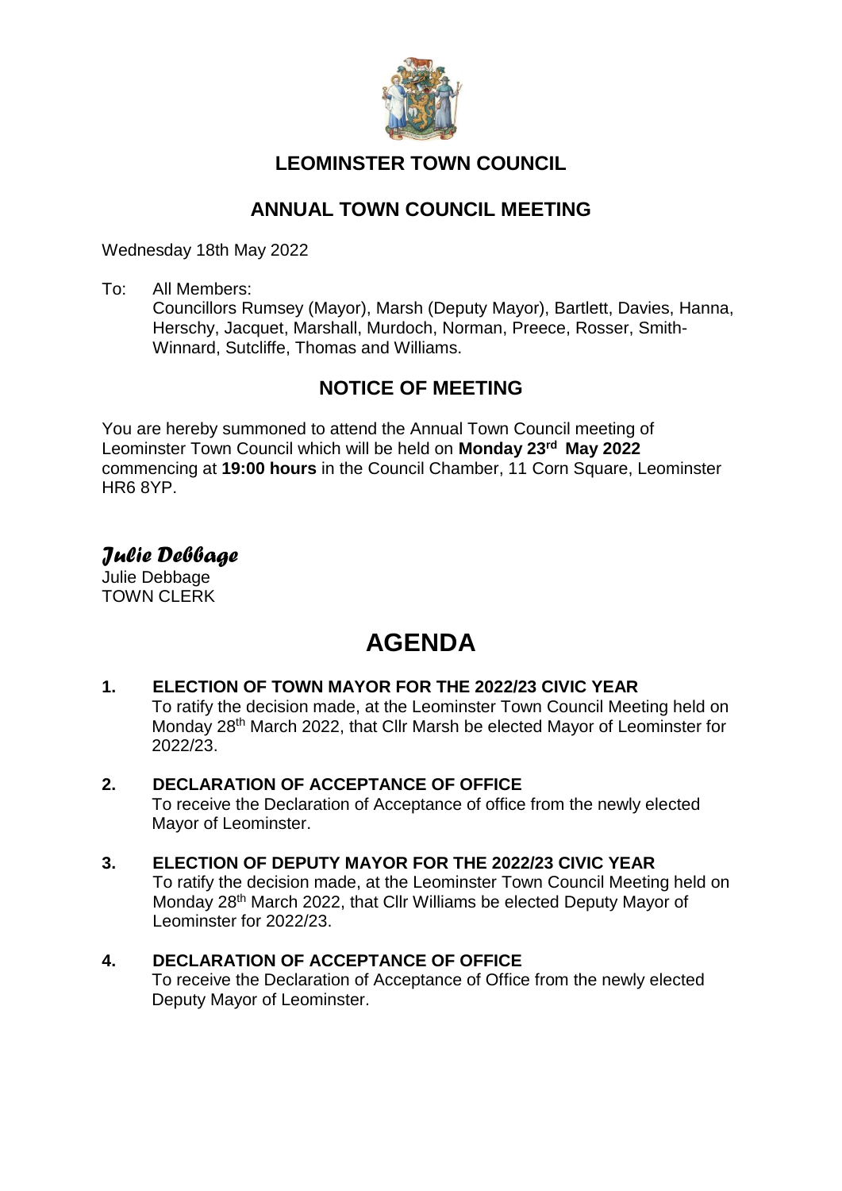# LEOMINSTER TOWN COUNCIL

## ANNUAL TOWN COUNCIL MEETING

Wednesday 18th May 2022

To: All Members:
Councillors Rumsey (Mayor), Marsh (Deputy Mayor), Bartlett, Davies, Hanna, Herschy, Jacquet, Marshall, Murdoch, Norman, Preece, Rosser, Smith-Winnard, Sutcliffe, Thomas and Williams.

## NOTICE OF MEETING

You are hereby summoned to attend the Annual Town Council meeting of Leominster Town Council which will be held on **Monday 23rd May 2022** commencing at **19:00 hours** in the Council Chamber, 11 Corn Square, Leominster HR6 8YP.

*Julie Debbage*

Julie Debbage
TOWN CLERK

# AGENDA

**1. ELECTION OF TOWN MAYOR FOR THE 2022/23 CIVIC YEAR**
To ratify the decision made, at the Leominster Town Council Meeting held on Monday 28th March 2022, that Cllr Marsh be elected Mayor of Leominster for 2022/23.

**2. DECLARATION OF ACCEPTANCE OF OFFICE**
To receive the Declaration of Acceptance of office from the newly elected Mayor of Leominster.

**3. ELECTION OF DEPUTY MAYOR FOR THE 2022/23 CIVIC YEAR**
To ratify the decision made, at the Leominster Town Council Meeting held on Monday 28th March 2022, that Cllr Williams be elected Deputy Mayor of Leominster for 2022/23.

**4. DECLARATION OF ACCEPTANCE OF OFFICE**
To receive the Declaration of Acceptance of Office from the newly elected Deputy Mayor of Leominster.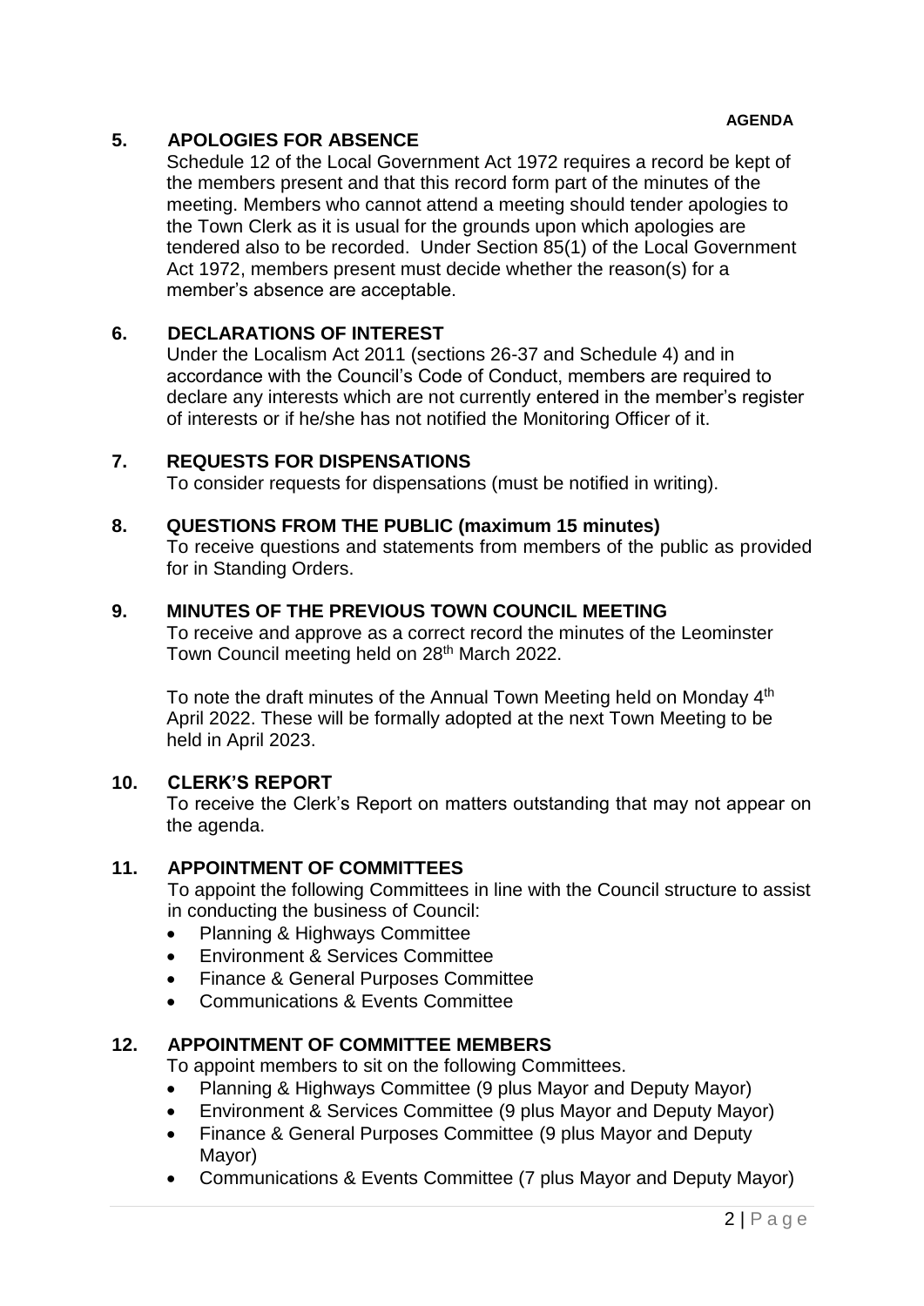**AGENDA**

## 5. APOLOGIES FOR ABSENCE

Schedule 12 of the Local Government Act 1972 requires a record be kept of the members present and that this record form part of the minutes of the meeting. Members who cannot attend a meeting should tender apologies to the Town Clerk as it is usual for the grounds upon which apologies are tendered also to be recorded. Under Section 85(1) of the Local Government Act 1972, members present must decide whether the reason(s) for a member's absence are acceptable.

## 6. DECLARATIONS OF INTEREST

Under the Localism Act 2011 (sections 26-37 and Schedule 4) and in accordance with the Council's Code of Conduct, members are required to declare any interests which are not currently entered in the member's register of interests or if he/she has not notified the Monitoring Officer of it.

## 7. REQUESTS FOR DISPENSATIONS

To consider requests for dispensations (must be notified in writing).

## 8. QUESTIONS FROM THE PUBLIC (maximum 15 minutes)

To receive questions and statements from members of the public as provided for in Standing Orders.

## 9. MINUTES OF THE PREVIOUS TOWN COUNCIL MEETING

To receive and approve as a correct record the minutes of the Leominster Town Council meeting held on 28th March 2022.

To note the draft minutes of the Annual Town Meeting held on Monday 4th April 2022. These will be formally adopted at the next Town Meeting to be held in April 2023.

## 10. CLERK'S REPORT

To receive the Clerk's Report on matters outstanding that may not appear on the agenda.

## 11. APPOINTMENT OF COMMITTEES

To appoint the following Committees in line with the Council structure to assist in conducting the business of Council:

- Planning & Highways Committee
- Environment & Services Committee
- Finance & General Purposes Committee
- Communications & Events Committee

## 12. APPOINTMENT OF COMMITTEE MEMBERS

To appoint members to sit on the following Committees.

- Planning & Highways Committee (9 plus Mayor and Deputy Mayor)
- Environment & Services Committee (9 plus Mayor and Deputy Mayor)
- Finance & General Purposes Committee (9 plus Mayor and Deputy Mayor)
- Communications & Events Committee (7 plus Mayor and Deputy Mayor)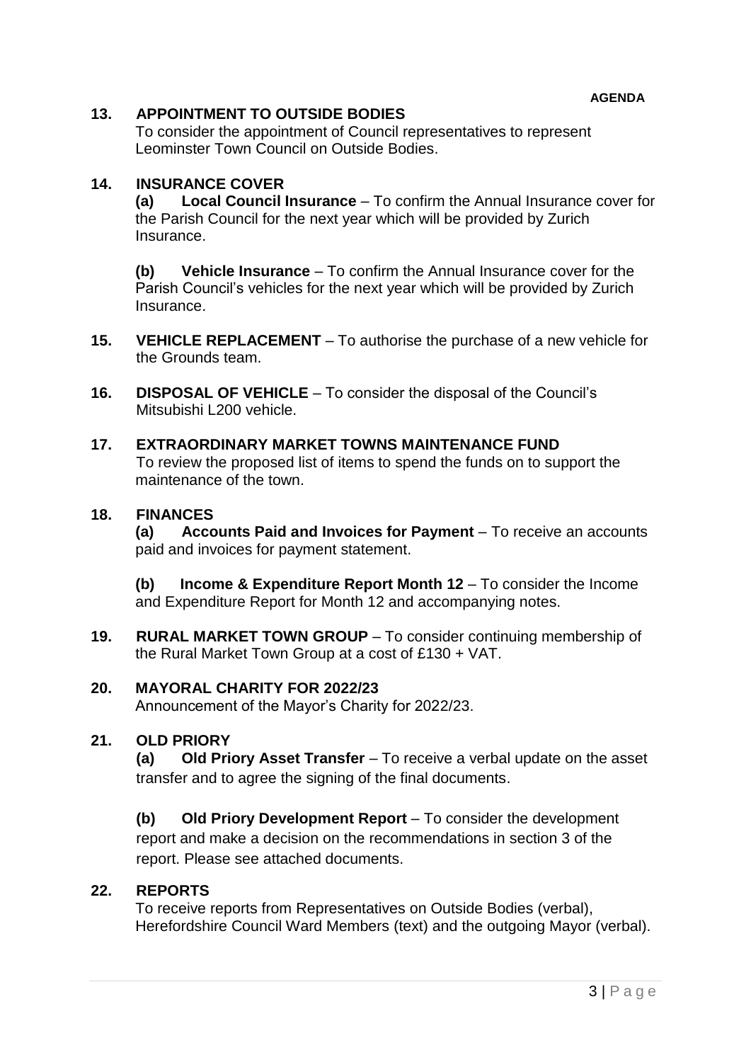**AGENDA**

**13. APPOINTMENT TO OUTSIDE BODIES**

To consider the appointment of Council representatives to represent Leominster Town Council on Outside Bodies.

**14. INSURANCE COVER**

**(a) Local Council Insurance** – To confirm the Annual Insurance cover for the Parish Council for the next year which will be provided by Zurich Insurance.

**(b) Vehicle Insurance** – To confirm the Annual Insurance cover for the Parish Council's vehicles for the next year which will be provided by Zurich Insurance.

**15. VEHICLE REPLACEMENT** – To authorise the purchase of a new vehicle for the Grounds team.

**16. DISPOSAL OF VEHICLE** – To consider the disposal of the Council's Mitsubishi L200 vehicle.

**17. EXTRAORDINARY MARKET TOWNS MAINTENANCE FUND**

To review the proposed list of items to spend the funds on to support the maintenance of the town.

**18. FINANCES**

**(a) Accounts Paid and Invoices for Payment** – To receive an accounts paid and invoices for payment statement.

**(b) Income & Expenditure Report Month 12** – To consider the Income and Expenditure Report for Month 12 and accompanying notes.

**19. RURAL MARKET TOWN GROUP** – To consider continuing membership of the Rural Market Town Group at a cost of £130 + VAT.

**20. MAYORAL CHARITY FOR 2022/23**

Announcement of the Mayor's Charity for 2022/23.

**21. OLD PRIORY**

**(a) Old Priory Asset Transfer** – To receive a verbal update on the asset transfer and to agree the signing of the final documents.

**(b) Old Priory Development Report** – To consider the development report and make a decision on the recommendations in section 3 of the report. Please see attached documents.

**22. REPORTS**

To receive reports from Representatives on Outside Bodies (verbal), Herefordshire Council Ward Members (text) and the outgoing Mayor (verbal).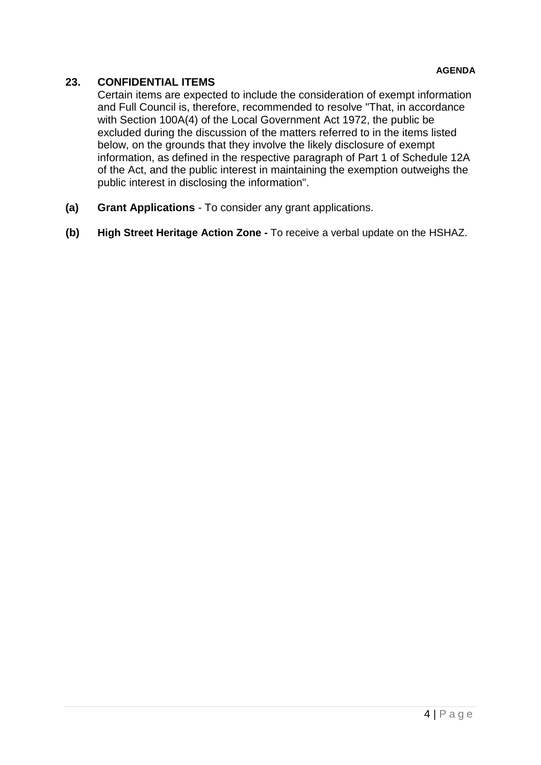## 23. CONFIDENTIAL ITEMS

Certain items are expected to include the consideration of exempt information and Full Council is, therefore, recommended to resolve "That, in accordance with Section 100A(4) of the Local Government Act 1972, the public be excluded during the discussion of the matters referred to in the items listed below, on the grounds that they involve the likely disclosure of exempt information, as defined in the respective paragraph of Part 1 of Schedule 12A of the Act, and the public interest in maintaining the exemption outweighs the public interest in disclosing the information".

**(a) Grant Applications** - To consider any grant applications.

**(b) High Street Heritage Action Zone -** To receive a verbal update on the HSHAZ.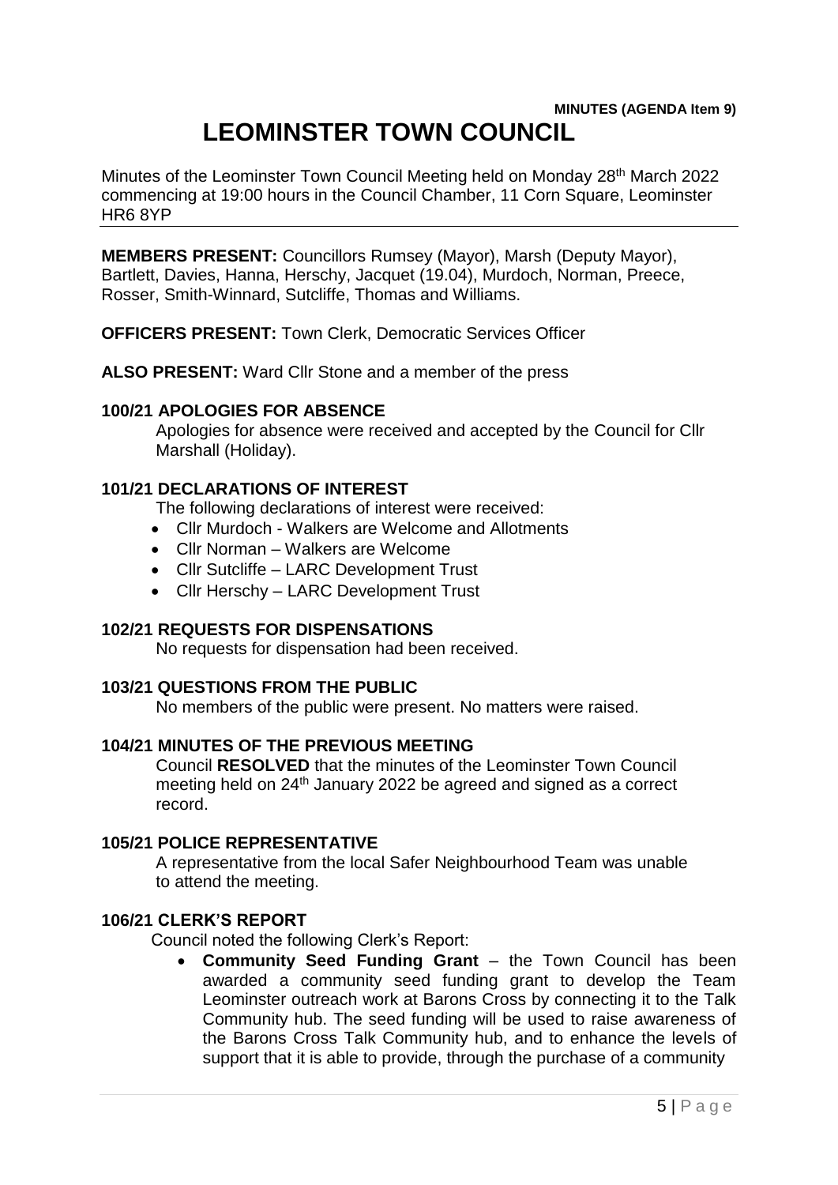**MINUTES (AGENDA Item 9)**

# LEOMINSTER TOWN COUNCIL

Minutes of the Leominster Town Council Meeting held on Monday 28th March 2022 commencing at 19:00 hours in the Council Chamber, 11 Corn Square, Leominster HR6 8YP

---

**MEMBERS PRESENT:** Councillors Rumsey (Mayor), Marsh (Deputy Mayor), Bartlett, Davies, Hanna, Herschy, Jacquet (19.04), Murdoch, Norman, Preece, Rosser, Smith-Winnard, Sutcliffe, Thomas and Williams.

**OFFICERS PRESENT:** Town Clerk, Democratic Services Officer

**ALSO PRESENT:** Ward Cllr Stone and a member of the press

## 100/21 APOLOGIES FOR ABSENCE

Apologies for absence were received and accepted by the Council for Cllr Marshall (Holiday).

## 101/21 DECLARATIONS OF INTEREST

The following declarations of interest were received:

- Cllr Murdoch - Walkers are Welcome and Allotments
- Cllr Norman – Walkers are Welcome
- Cllr Sutcliffe – LARC Development Trust
- Cllr Herschy – LARC Development Trust

## 102/21 REQUESTS FOR DISPENSATIONS

No requests for dispensation had been received.

## 103/21 QUESTIONS FROM THE PUBLIC

No members of the public were present. No matters were raised.

## 104/21 MINUTES OF THE PREVIOUS MEETING

Council **RESOLVED** that the minutes of the Leominster Town Council meeting held on 24th January 2022 be agreed and signed as a correct record.

## 105/21 POLICE REPRESENTATIVE

A representative from the local Safer Neighbourhood Team was unable to attend the meeting.

## 106/21 CLERK'S REPORT

Council noted the following Clerk's Report:

- **Community Seed Funding Grant** – the Town Council has been awarded a community seed funding grant to develop the Team Leominster outreach work at Barons Cross by connecting it to the Talk Community hub. The seed funding will be used to raise awareness of the Barons Cross Talk Community hub, and to enhance the levels of support that it is able to provide, through the purchase of a community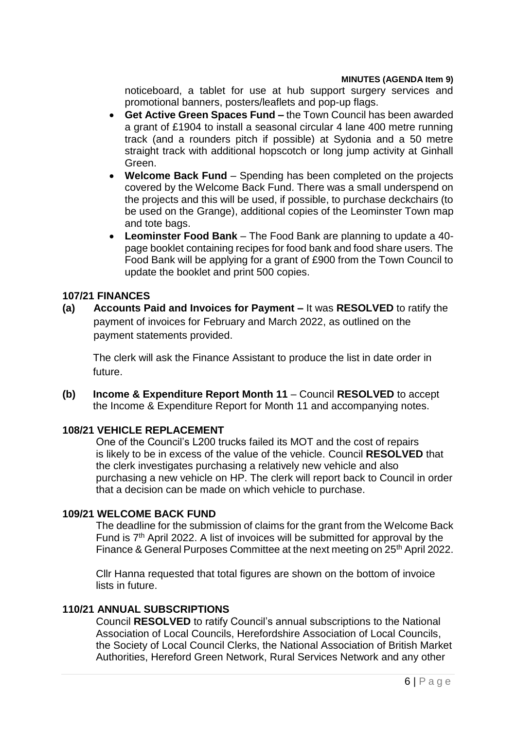noticeboard, a tablet for use at hub support surgery services and promotional banners, posters/leaflets and pop-up flags.

- **Get Active Green Spaces Fund –** the Town Council has been awarded a grant of £1904 to install a seasonal circular 4 lane 400 metre running track (and a rounders pitch if possible) at Sydonia and a 50 metre straight track with additional hopscotch or long jump activity at Ginhall Green.
- **Welcome Back Fund** – Spending has been completed on the projects covered by the Welcome Back Fund. There was a small underspend on the projects and this will be used, if possible, to purchase deckchairs (to be used on the Grange), additional copies of the Leominster Town map and tote bags.
- **Leominster Food Bank** – The Food Bank are planning to update a 40-page booklet containing recipes for food bank and food share users. The Food Bank will be applying for a grant of £900 from the Town Council to update the booklet and print 500 copies.

## 107/21 FINANCES

**(a) Accounts Paid and Invoices for Payment –** It was **RESOLVED** to ratify the payment of invoices for February and March 2022, as outlined on the payment statements provided.

The clerk will ask the Finance Assistant to produce the list in date order in future.

**(b) Income & Expenditure Report Month 11** – Council **RESOLVED** to accept the Income & Expenditure Report for Month 11 and accompanying notes.

## 108/21 VEHICLE REPLACEMENT

One of the Council's L200 trucks failed its MOT and the cost of repairs is likely to be in excess of the value of the vehicle. Council **RESOLVED** that the clerk investigates purchasing a relatively new vehicle and also purchasing a new vehicle on HP. The clerk will report back to Council in order that a decision can be made on which vehicle to purchase.

## 109/21 WELCOME BACK FUND

The deadline for the submission of claims for the grant from the Welcome Back Fund is 7th April 2022. A list of invoices will be submitted for approval by the Finance & General Purposes Committee at the next meeting on 25th April 2022.

Cllr Hanna requested that total figures are shown on the bottom of invoice lists in future.

## 110/21 ANNUAL SUBSCRIPTIONS

Council **RESOLVED** to ratify Council's annual subscriptions to the National Association of Local Councils, Herefordshire Association of Local Councils, the Society of Local Council Clerks, the National Association of British Market Authorities, Hereford Green Network, Rural Services Network and any other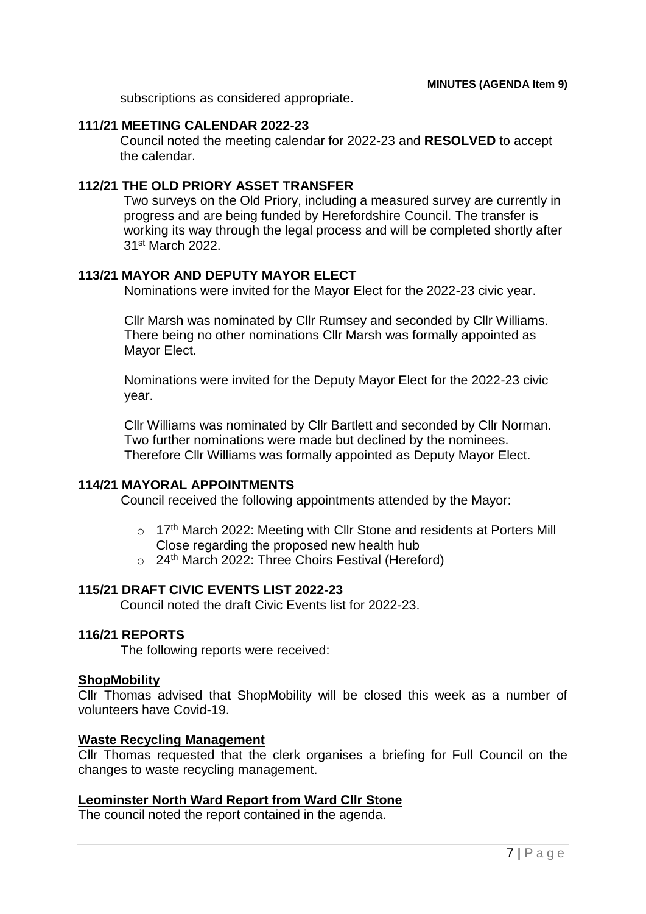subscriptions as considered appropriate.

**111/21 MEETING CALENDAR 2022-23**

Council noted the meeting calendar for 2022-23 and **RESOLVED** to accept the calendar.

**112/21 THE OLD PRIORY ASSET TRANSFER**

Two surveys on the Old Priory, including a measured survey are currently in progress and are being funded by Herefordshire Council. The transfer is working its way through the legal process and will be completed shortly after 31st March 2022.

**113/21 MAYOR AND DEPUTY MAYOR ELECT**

Nominations were invited for the Mayor Elect for the 2022-23 civic year.

Cllr Marsh was nominated by Cllr Rumsey and seconded by Cllr Williams. There being no other nominations Cllr Marsh was formally appointed as Mayor Elect.

Nominations were invited for the Deputy Mayor Elect for the 2022-23 civic year.

Cllr Williams was nominated by Cllr Bartlett and seconded by Cllr Norman. Two further nominations were made but declined by the nominees. Therefore Cllr Williams was formally appointed as Deputy Mayor Elect.

**114/21 MAYORAL APPOINTMENTS**

Council received the following appointments attended by the Mayor:

- 17th March 2022: Meeting with Cllr Stone and residents at Porters Mill Close regarding the proposed new health hub
- 24th March 2022: Three Choirs Festival (Hereford)

**115/21 DRAFT CIVIC EVENTS LIST 2022-23**

Council noted the draft Civic Events list for 2022-23.

**116/21 REPORTS**

The following reports were received:

**ShopMobility**

Cllr Thomas advised that ShopMobility will be closed this week as a number of volunteers have Covid-19.

**Waste Recycling Management**

Cllr Thomas requested that the clerk organises a briefing for Full Council on the changes to waste recycling management.

**Leominster North Ward Report from Ward Cllr Stone**

The council noted the report contained in the agenda.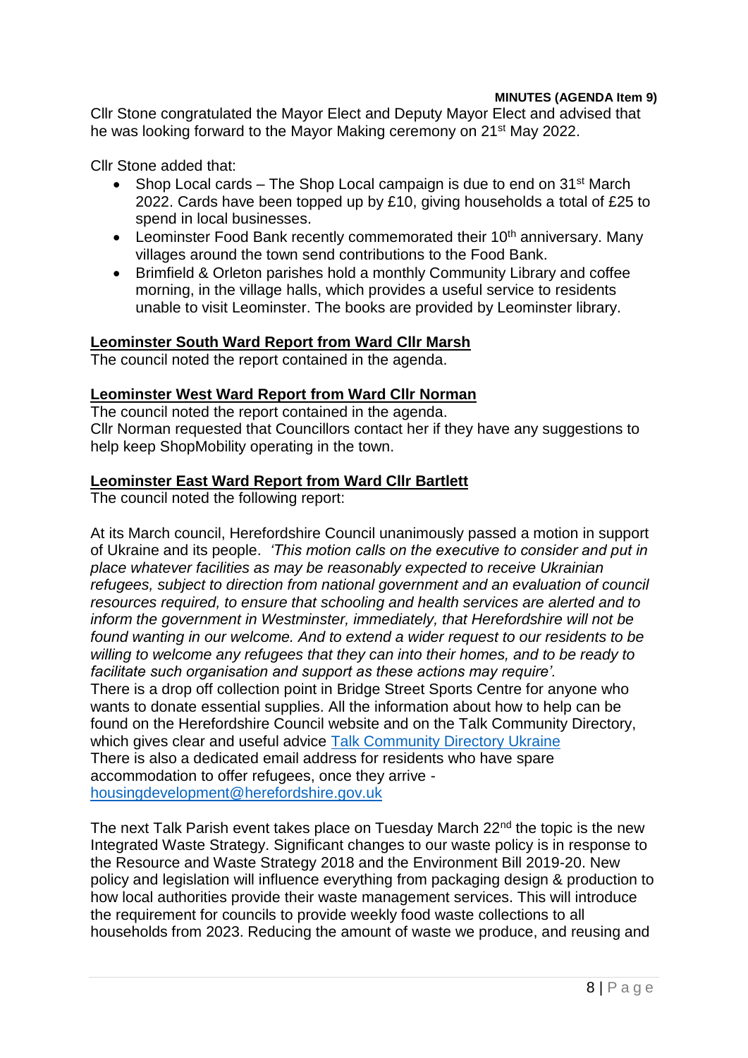Cllr Stone congratulated the Mayor Elect and Deputy Mayor Elect and advised that he was looking forward to the Mayor Making ceremony on 21st May 2022.

Cllr Stone added that:

- Shop Local cards – The Shop Local campaign is due to end on 31st March 2022. Cards have been topped up by £10, giving households a total of £25 to spend in local businesses.
- Leominster Food Bank recently commemorated their 10th anniversary. Many villages around the town send contributions to the Food Bank.
- Brimfield & Orleton parishes hold a monthly Community Library and coffee morning, in the village halls, which provides a useful service to residents unable to visit Leominster. The books are provided by Leominster library.

**Leominster South Ward Report from Ward Cllr Marsh**

The council noted the report contained in the agenda.

**Leominster West Ward Report from Ward Cllr Norman**

The council noted the report contained in the agenda.
Cllr Norman requested that Councillors contact her if they have any suggestions to help keep ShopMobility operating in the town.

**Leominster East Ward Report from Ward Cllr Bartlett**

The council noted the following report:

At its March council, Herefordshire Council unanimously passed a motion in support of Ukraine and its people. *'This motion calls on the executive to consider and put in place whatever facilities as may be reasonably expected to receive Ukrainian refugees, subject to direction from national government and an evaluation of council resources required, to ensure that schooling and health services are alerted and to inform the government in Westminster, immediately, that Herefordshire will not be found wanting in our welcome. And to extend a wider request to our residents to be willing to welcome any refugees that they can into their homes, and to be ready to facilitate such organisation and support as these actions may require'.*
There is a drop off collection point in Bridge Street Sports Centre for anyone who wants to donate essential supplies. All the information about how to help can be found on the Herefordshire Council website and on the Talk Community Directory, which gives clear and useful advice Talk Community Directory Ukraine
There is also a dedicated email address for residents who have spare accommodation to offer refugees, once they arrive - housingdevelopment@herefordshire.gov.uk

The next Talk Parish event takes place on Tuesday March 22nd the topic is the new Integrated Waste Strategy. Significant changes to our waste policy is in response to the Resource and Waste Strategy 2018 and the Environment Bill 2019-20. New policy and legislation will influence everything from packaging design & production to how local authorities provide their waste management services. This will introduce the requirement for councils to provide weekly food waste collections to all households from 2023. Reducing the amount of waste we produce, and reusing and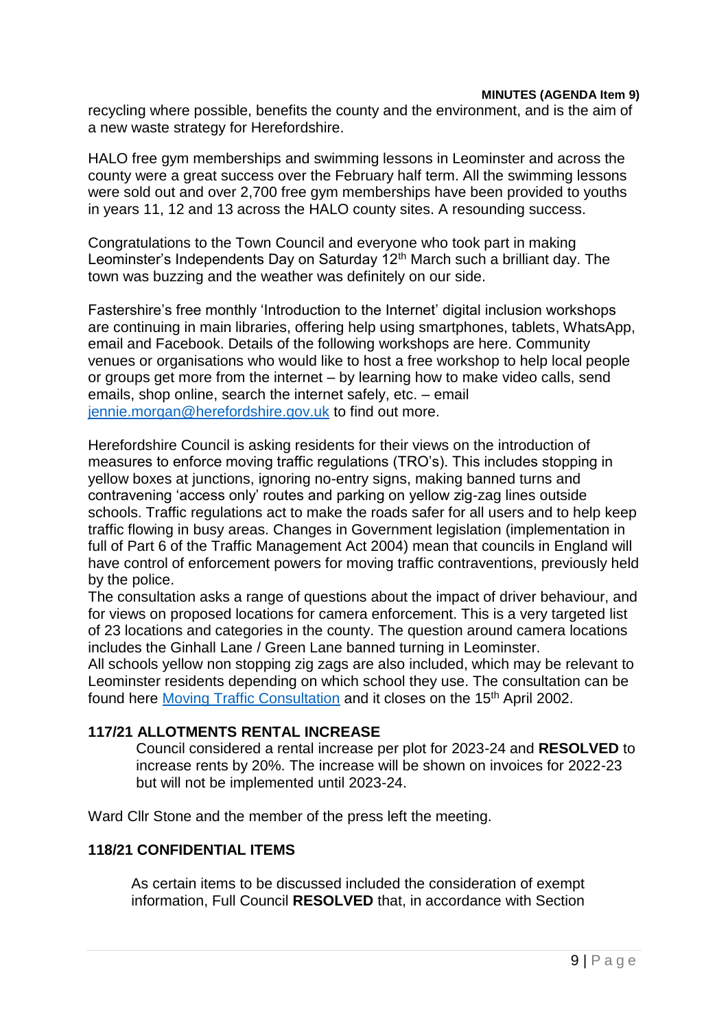recycling where possible, benefits the county and the environment, and is the aim of a new waste strategy for Herefordshire.

HALO free gym memberships and swimming lessons in Leominster and across the county were a great success over the February half term. All the swimming lessons were sold out and over 2,700 free gym memberships have been provided to youths in years 11, 12 and 13 across the HALO county sites. A resounding success.

Congratulations to the Town Council and everyone who took part in making Leominster's Independents Day on Saturday 12th March such a brilliant day. The town was buzzing and the weather was definitely on our side.

Fastershire's free monthly 'Introduction to the Internet' digital inclusion workshops are continuing in main libraries, offering help using smartphones, tablets, WhatsApp, email and Facebook. Details of the following workshops are here. Community venues or organisations who would like to host a free workshop to help local people or groups get more from the internet – by learning how to make video calls, send emails, shop online, search the internet safely, etc. – email jennie.morgan@herefordshire.gov.uk to find out more.

Herefordshire Council is asking residents for their views on the introduction of measures to enforce moving traffic regulations (TRO's). This includes stopping in yellow boxes at junctions, ignoring no-entry signs, making banned turns and contravening 'access only' routes and parking on yellow zig-zag lines outside schools. Traffic regulations act to make the roads safer for all users and to help keep traffic flowing in busy areas. Changes in Government legislation (implementation in full of Part 6 of the Traffic Management Act 2004) mean that councils in England will have control of enforcement powers for moving traffic contraventions, previously held by the police.
The consultation asks a range of questions about the impact of driver behaviour, and for views on proposed locations for camera enforcement. This is a very targeted list of 23 locations and categories in the county. The question around camera locations includes the Ginhall Lane / Green Lane banned turning in Leominster.
All schools yellow non stopping zig zags are also included, which may be relevant to Leominster residents depending on which school they use. The consultation can be found here Moving Traffic Consultation and it closes on the 15th April 2002.

**117/21 ALLOTMENTS RENTAL INCREASE**

Council considered a rental increase per plot for 2023-24 and **RESOLVED** to increase rents by 20%. The increase will be shown on invoices for 2022-23 but will not be implemented until 2023-24.

Ward Cllr Stone and the member of the press left the meeting.

**118/21 CONFIDENTIAL ITEMS**

As certain items to be discussed included the consideration of exempt information, Full Council **RESOLVED** that, in accordance with Section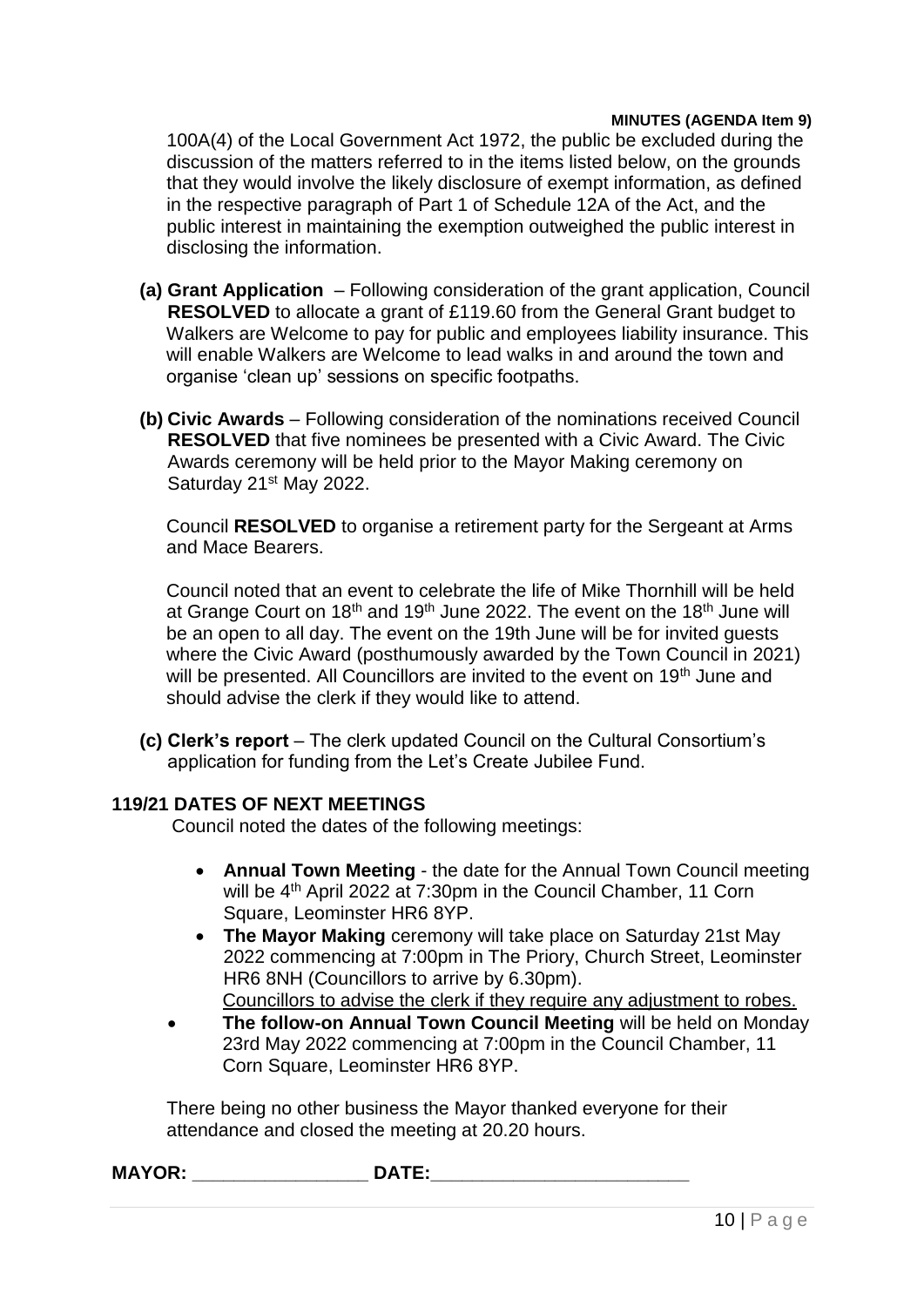100A(4) of the Local Government Act 1972, the public be excluded during the discussion of the matters referred to in the items listed below, on the grounds that they would involve the likely disclosure of exempt information, as defined in the respective paragraph of Part 1 of Schedule 12A of the Act, and the public interest in maintaining the exemption outweighed the public interest in disclosing the information.

**(a) Grant Application** – Following consideration of the grant application, Council **RESOLVED** to allocate a grant of £119.60 from the General Grant budget to Walkers are Welcome to pay for public and employees liability insurance. This will enable Walkers are Welcome to lead walks in and around the town and organise 'clean up' sessions on specific footpaths.

**(b) Civic Awards** – Following consideration of the nominations received Council **RESOLVED** that five nominees be presented with a Civic Award. The Civic Awards ceremony will be held prior to the Mayor Making ceremony on Saturday 21st May 2022.

Council **RESOLVED** to organise a retirement party for the Sergeant at Arms and Mace Bearers.

Council noted that an event to celebrate the life of Mike Thornhill will be held at Grange Court on 18th and 19th June 2022. The event on the 18th June will be an open to all day. The event on the 19th June will be for invited guests where the Civic Award (posthumously awarded by the Town Council in 2021) will be presented. All Councillors are invited to the event on 19th June and should advise the clerk if they would like to attend.

**(c) Clerk's report** – The clerk updated Council on the Cultural Consortium's application for funding from the Let's Create Jubilee Fund.

## 119/21 DATES OF NEXT MEETINGS

Council noted the dates of the following meetings:

- **Annual Town Meeting** - the date for the Annual Town Council meeting will be 4th April 2022 at 7:30pm in the Council Chamber, 11 Corn Square, Leominster HR6 8YP.
- **The Mayor Making** ceremony will take place on Saturday 21st May 2022 commencing at 7:00pm in The Priory, Church Street, Leominster HR6 8NH (Councillors to arrive by 6.30pm).
  Councillors to advise the clerk if they require any adjustment to robes.
- **The follow-on Annual Town Council Meeting** will be held on Monday 23rd May 2022 commencing at 7:00pm in the Council Chamber, 11 Corn Square, Leominster HR6 8YP.

There being no other business the Mayor thanked everyone for their attendance and closed the meeting at 20.20 hours.

**MAYOR:** _________________ **DATE:**_________________________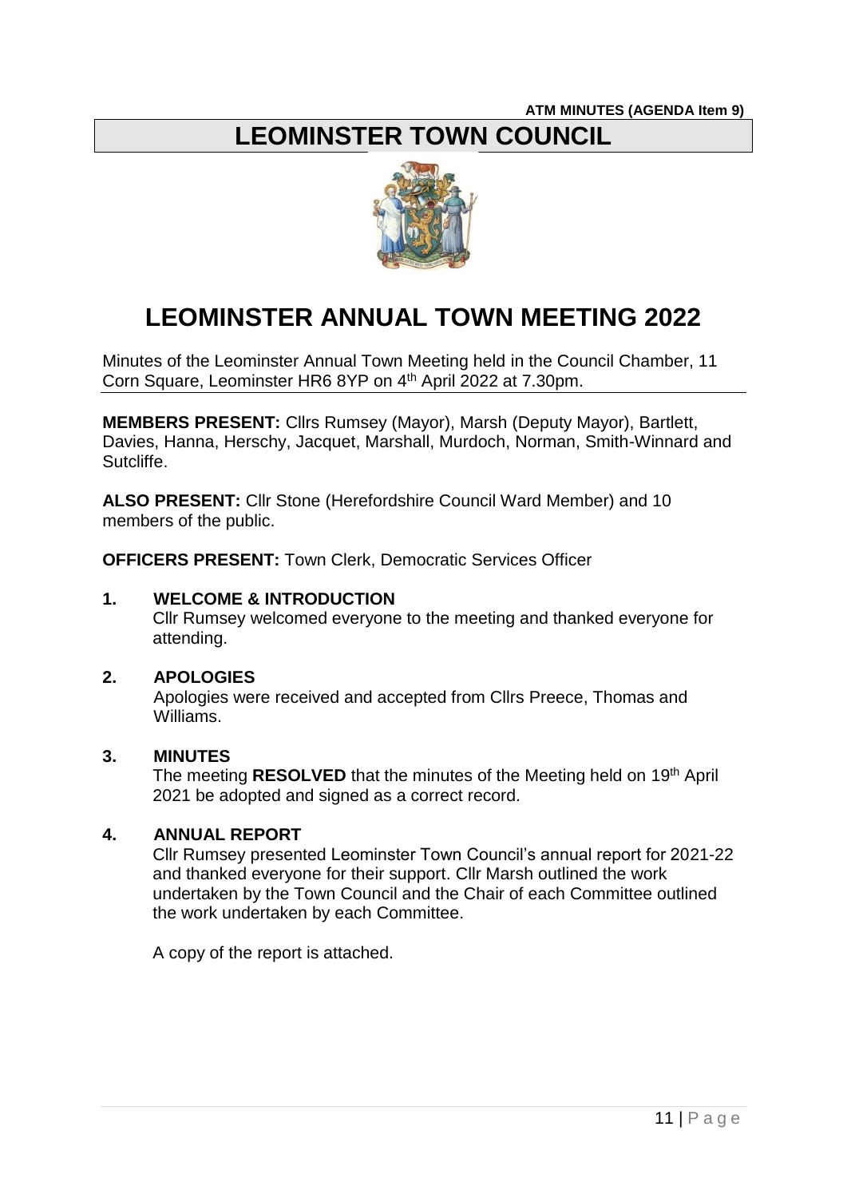**ATM MINUTES (AGENDA Item 9)**

# LEOMINSTER TOWN COUNCIL

# LEOMINSTER ANNUAL TOWN MEETING 2022

Minutes of the Leominster Annual Town Meeting held in the Council Chamber, 11 Corn Square, Leominster HR6 8YP on 4th April 2022 at 7.30pm.

**MEMBERS PRESENT:** Cllrs Rumsey (Mayor), Marsh (Deputy Mayor), Bartlett, Davies, Hanna, Herschy, Jacquet, Marshall, Murdoch, Norman, Smith-Winnard and Sutcliffe.

**ALSO PRESENT:** Cllr Stone (Herefordshire Council Ward Member) and 10 members of the public.

**OFFICERS PRESENT:** Town Clerk, Democratic Services Officer

**1. WELCOME & INTRODUCTION**

Cllr Rumsey welcomed everyone to the meeting and thanked everyone for attending.

**2. APOLOGIES**

Apologies were received and accepted from Cllrs Preece, Thomas and Williams.

**3. MINUTES**

The meeting **RESOLVED** that the minutes of the Meeting held on 19th April 2021 be adopted and signed as a correct record.

**4. ANNUAL REPORT**

Cllr Rumsey presented Leominster Town Council's annual report for 2021-22 and thanked everyone for their support. Cllr Marsh outlined the work undertaken by the Town Council and the Chair of each Committee outlined the work undertaken by each Committee.

A copy of the report is attached.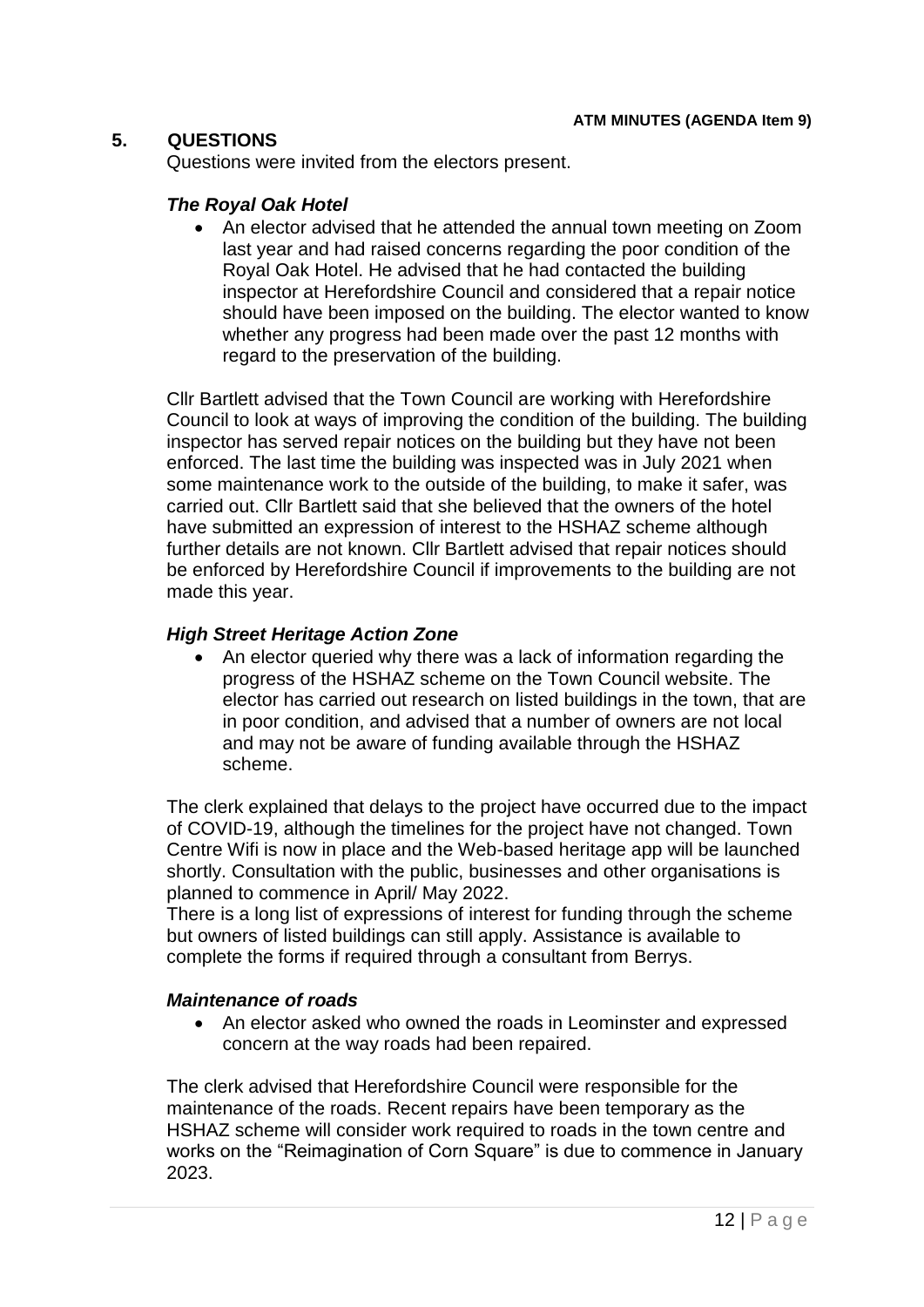**ATM MINUTES (AGENDA Item 9)**

## 5. QUESTIONS

Questions were invited from the electors present.

### *The Royal Oak Hotel*

- An elector advised that he attended the annual town meeting on Zoom last year and had raised concerns regarding the poor condition of the Royal Oak Hotel. He advised that he had contacted the building inspector at Herefordshire Council and considered that a repair notice should have been imposed on the building. The elector wanted to know whether any progress had been made over the past 12 months with regard to the preservation of the building.

Cllr Bartlett advised that the Town Council are working with Herefordshire Council to look at ways of improving the condition of the building. The building inspector has served repair notices on the building but they have not been enforced. The last time the building was inspected was in July 2021 when some maintenance work to the outside of the building, to make it safer, was carried out. Cllr Bartlett said that she believed that the owners of the hotel have submitted an expression of interest to the HSHAZ scheme although further details are not known. Cllr Bartlett advised that repair notices should be enforced by Herefordshire Council if improvements to the building are not made this year.

### *High Street Heritage Action Zone*

- An elector queried why there was a lack of information regarding the progress of the HSHAZ scheme on the Town Council website. The elector has carried out research on listed buildings in the town, that are in poor condition, and advised that a number of owners are not local and may not be aware of funding available through the HSHAZ scheme.

The clerk explained that delays to the project have occurred due to the impact of COVID-19, although the timelines for the project have not changed. Town Centre Wifi is now in place and the Web-based heritage app will be launched shortly. Consultation with the public, businesses and other organisations is planned to commence in April/ May 2022.

There is a long list of expressions of interest for funding through the scheme but owners of listed buildings can still apply. Assistance is available to complete the forms if required through a consultant from Berrys.

### *Maintenance of roads*

- An elector asked who owned the roads in Leominster and expressed concern at the way roads had been repaired.

The clerk advised that Herefordshire Council were responsible for the maintenance of the roads. Recent repairs have been temporary as the HSHAZ scheme will consider work required to roads in the town centre and works on the "Reimagination of Corn Square" is due to commence in January 2023.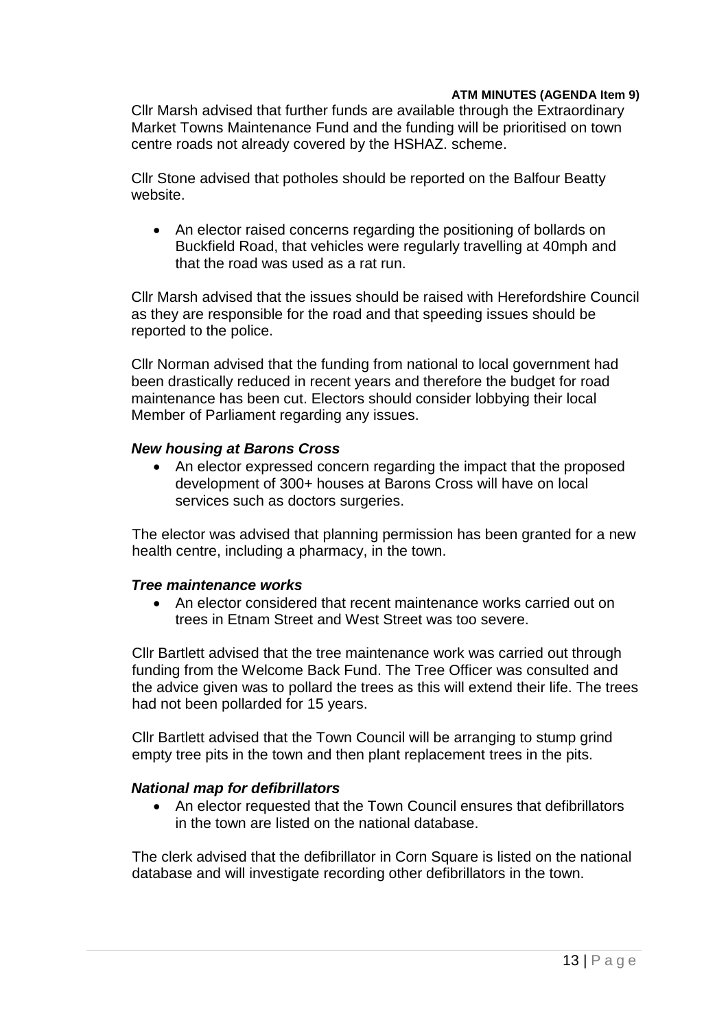Cllr Marsh advised that further funds are available through the Extraordinary Market Towns Maintenance Fund and the funding will be prioritised on town centre roads not already covered by the HSHAZ. scheme.

Cllr Stone advised that potholes should be reported on the Balfour Beatty website.

- An elector raised concerns regarding the positioning of bollards on Buckfield Road, that vehicles were regularly travelling at 40mph and that the road was used as a rat run.

Cllr Marsh advised that the issues should be raised with Herefordshire Council as they are responsible for the road and that speeding issues should be reported to the police.

Cllr Norman advised that the funding from national to local government had been drastically reduced in recent years and therefore the budget for road maintenance has been cut. Electors should consider lobbying their local Member of Parliament regarding any issues.

***New housing at Barons Cross***

- An elector expressed concern regarding the impact that the proposed development of 300+ houses at Barons Cross will have on local services such as doctors surgeries.

The elector was advised that planning permission has been granted for a new health centre, including a pharmacy, in the town.

***Tree maintenance works***

- An elector considered that recent maintenance works carried out on trees in Etnam Street and West Street was too severe.

Cllr Bartlett advised that the tree maintenance work was carried out through funding from the Welcome Back Fund. The Tree Officer was consulted and the advice given was to pollard the trees as this will extend their life. The trees had not been pollarded for 15 years.

Cllr Bartlett advised that the Town Council will be arranging to stump grind empty tree pits in the town and then plant replacement trees in the pits.

***National map for defibrillators***

- An elector requested that the Town Council ensures that defibrillators in the town are listed on the national database.

The clerk advised that the defibrillator in Corn Square is listed on the national database and will investigate recording other defibrillators in the town.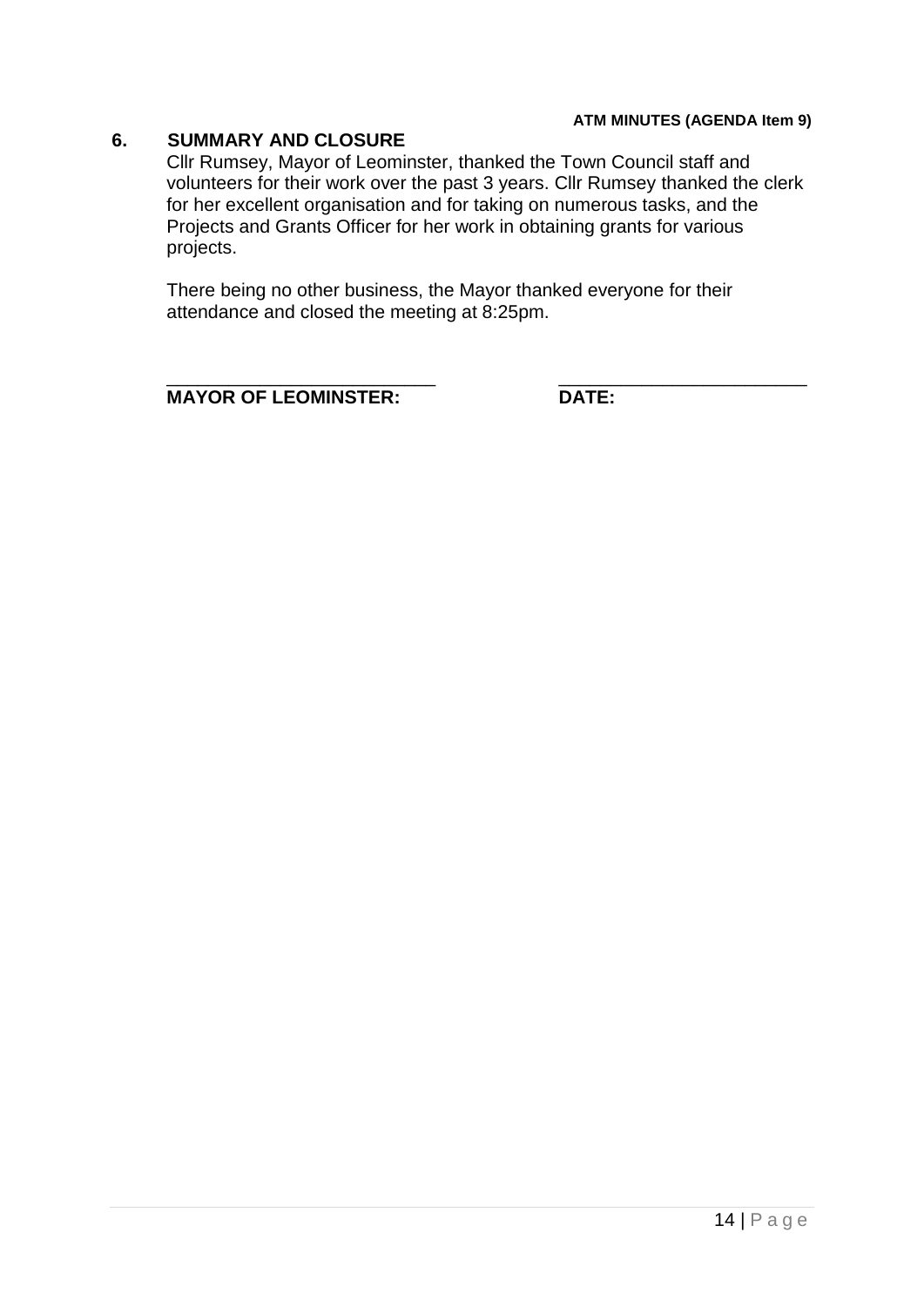## 6. SUMMARY AND CLOSURE

Cllr Rumsey, Mayor of Leominster, thanked the Town Council staff and volunteers for their work over the past 3 years. Cllr Rumsey thanked the clerk for her excellent organisation and for taking on numerous tasks, and the Projects and Grants Officer for her work in obtaining grants for various projects.

There being no other business, the Mayor thanked everyone for their attendance and closed the meeting at 8:25pm.

\_\_\_\_\_\_\_\_\_\_\_\_\_\_\_\_\_\_\_\_\_\_\_\_\_\_ \_\_\_\_\_\_\_\_\_\_\_\_\_\_\_\_\_\_\_\_\_\_\_\_\_\_

**MAYOR OF LEOMINSTER:** **DATE:**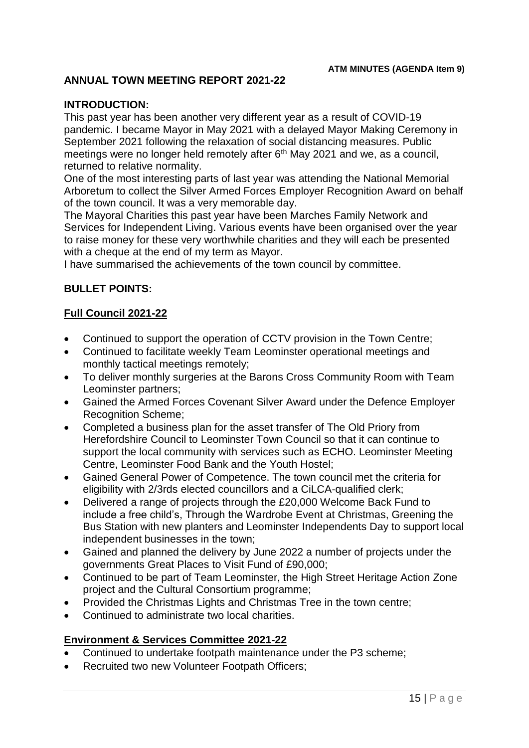**ATM MINUTES (AGENDA Item 9)**

## ANNUAL TOWN MEETING REPORT 2021-22

### INTRODUCTION:

This past year has been another very different year as a result of COVID-19 pandemic. I became Mayor in May 2021 with a delayed Mayor Making Ceremony in September 2021 following the relaxation of social distancing measures. Public meetings were no longer held remotely after 6th May 2021 and we, as a council, returned to relative normality.

One of the most interesting parts of last year was attending the National Memorial Arboretum to collect the Silver Armed Forces Employer Recognition Award on behalf of the town council. It was a very memorable day.

The Mayoral Charities this past year have been Marches Family Network and Services for Independent Living. Various events have been organised over the year to raise money for these very worthwhile charities and they will each be presented with a cheque at the end of my term as Mayor.

I have summarised the achievements of the town council by committee.

### BULLET POINTS:

#### Full Council 2021-22

- Continued to support the operation of CCTV provision in the Town Centre;
- Continued to facilitate weekly Team Leominster operational meetings and monthly tactical meetings remotely;
- To deliver monthly surgeries at the Barons Cross Community Room with Team Leominster partners;
- Gained the Armed Forces Covenant Silver Award under the Defence Employer Recognition Scheme;
- Completed a business plan for the asset transfer of The Old Priory from Herefordshire Council to Leominster Town Council so that it can continue to support the local community with services such as ECHO. Leominster Meeting Centre, Leominster Food Bank and the Youth Hostel;
- Gained General Power of Competence. The town council met the criteria for eligibility with 2/3rds elected councillors and a CiLCA-qualified clerk;
- Delivered a range of projects through the £20,000 Welcome Back Fund to include a free child's, Through the Wardrobe Event at Christmas, Greening the Bus Station with new planters and Leominster Independents Day to support local independent businesses in the town;
- Gained and planned the delivery by June 2022 a number of projects under the governments Great Places to Visit Fund of £90,000;
- Continued to be part of Team Leominster, the High Street Heritage Action Zone project and the Cultural Consortium programme;
- Provided the Christmas Lights and Christmas Tree in the town centre;
- Continued to administrate two local charities.

#### Environment & Services Committee 2021-22

- Continued to undertake footpath maintenance under the P3 scheme;
- Recruited two new Volunteer Footpath Officers;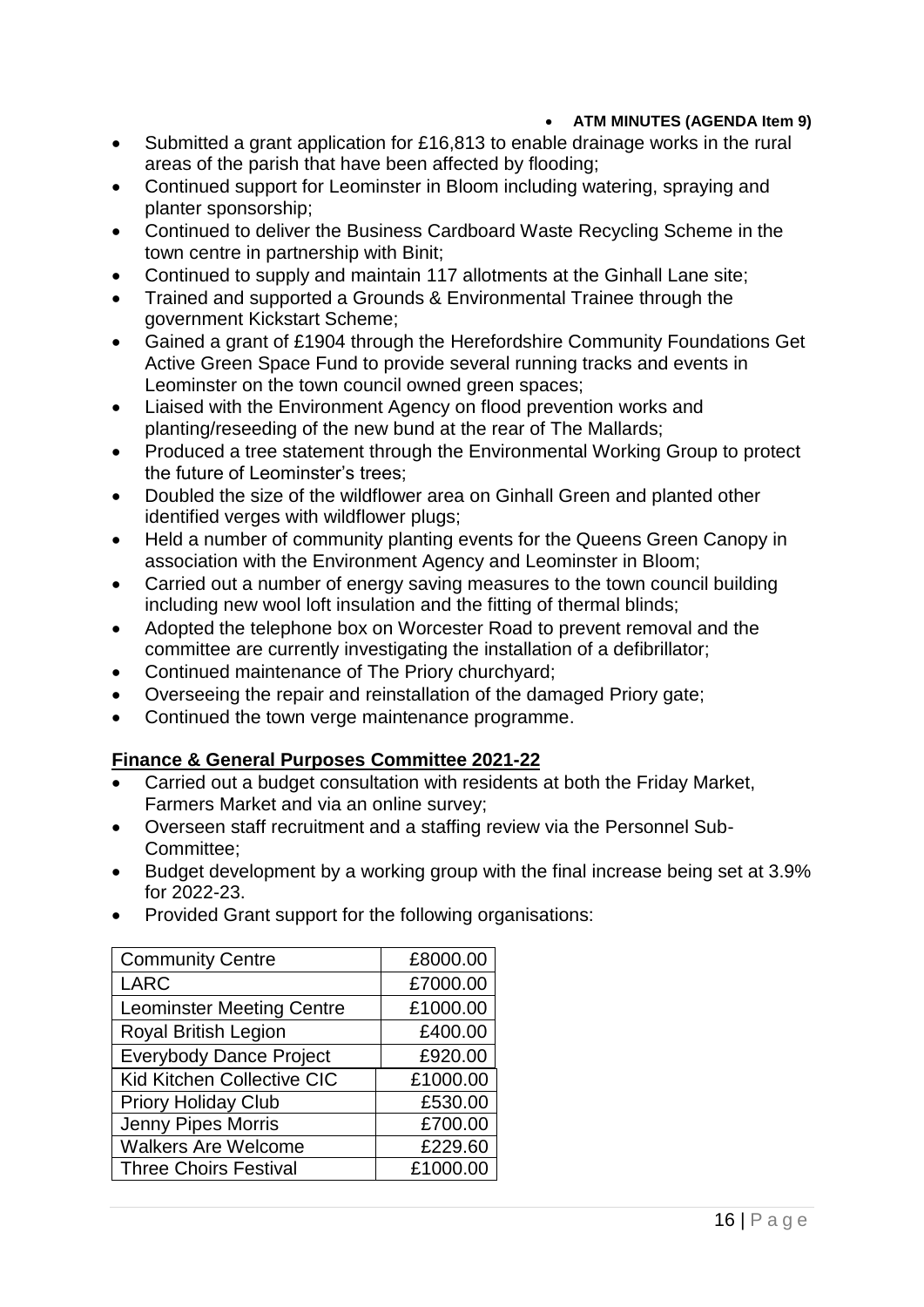- **ATM MINUTES (AGENDA Item 9)**

- Submitted a grant application for £16,813 to enable drainage works in the rural areas of the parish that have been affected by flooding;
- Continued support for Leominster in Bloom including watering, spraying and planter sponsorship;
- Continued to deliver the Business Cardboard Waste Recycling Scheme in the town centre in partnership with Binit;
- Continued to supply and maintain 117 allotments at the Ginhall Lane site;
- Trained and supported a Grounds & Environmental Trainee through the government Kickstart Scheme;
- Gained a grant of £1904 through the Herefordshire Community Foundations Get Active Green Space Fund to provide several running tracks and events in Leominster on the town council owned green spaces;
- Liaised with the Environment Agency on flood prevention works and planting/reseeding of the new bund at the rear of The Mallards;
- Produced a tree statement through the Environmental Working Group to protect the future of Leominster's trees;
- Doubled the size of the wildflower area on Ginhall Green and planted other identified verges with wildflower plugs;
- Held a number of community planting events for the Queens Green Canopy in association with the Environment Agency and Leominster in Bloom;
- Carried out a number of energy saving measures to the town council building including new wool loft insulation and the fitting of thermal blinds;
- Adopted the telephone box on Worcester Road to prevent removal and the committee are currently investigating the installation of a defibrillator;
- Continued maintenance of The Priory churchyard;
- Overseeing the repair and reinstallation of the damaged Priory gate;
- Continued the town verge maintenance programme.

**Finance & General Purposes Committee 2021-22**

- Carried out a budget consultation with residents at both the Friday Market, Farmers Market and via an online survey;
- Overseen staff recruitment and a staffing review via the Personnel Sub-Committee;
- Budget development by a working group with the final increase being set at 3.9% for 2022-23.
- Provided Grant support for the following organisations:

| Organisation | Amount |
| --- | --- |
| Community Centre | £8000.00 |
| LARC | £7000.00 |
| Leominster Meeting Centre | £1000.00 |
| Royal British Legion | £400.00 |
| Everybody Dance Project | £920.00 |
| Kid Kitchen Collective CIC | £1000.00 |
| Priory Holiday Club | £530.00 |
| Jenny Pipes Morris | £700.00 |
| Walkers Are Welcome | £229.60 |
| Three Choirs Festival | £1000.00 |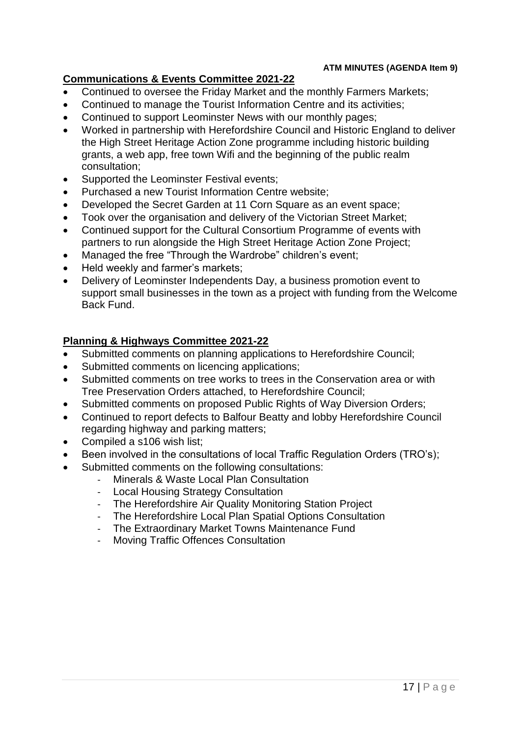**ATM MINUTES (AGENDA Item 9)**

## Communications & Events Committee 2021-22

- Continued to oversee the Friday Market and the monthly Farmers Markets;
- Continued to manage the Tourist Information Centre and its activities;
- Continued to support Leominster News with our monthly pages;
- Worked in partnership with Herefordshire Council and Historic England to deliver the High Street Heritage Action Zone programme including historic building grants, a web app, free town Wifi and the beginning of the public realm consultation;
- Supported the Leominster Festival events;
- Purchased a new Tourist Information Centre website;
- Developed the Secret Garden at 11 Corn Square as an event space;
- Took over the organisation and delivery of the Victorian Street Market;
- Continued support for the Cultural Consortium Programme of events with partners to run alongside the High Street Heritage Action Zone Project;
- Managed the free "Through the Wardrobe" children's event;
- Held weekly and farmer's markets;
- Delivery of Leominster Independents Day, a business promotion event to support small businesses in the town as a project with funding from the Welcome Back Fund.

## Planning & Highways Committee 2021-22

- Submitted comments on planning applications to Herefordshire Council;
- Submitted comments on licencing applications;
- Submitted comments on tree works to trees in the Conservation area or with Tree Preservation Orders attached, to Herefordshire Council;
- Submitted comments on proposed Public Rights of Way Diversion Orders;
- Continued to report defects to Balfour Beatty and lobby Herefordshire Council regarding highway and parking matters;
- Compiled a s106 wish list;
- Been involved in the consultations of local Traffic Regulation Orders (TRO's);
- Submitted comments on the following consultations:
  - Minerals & Waste Local Plan Consultation
  - Local Housing Strategy Consultation
  - The Herefordshire Air Quality Monitoring Station Project
  - The Herefordshire Local Plan Spatial Options Consultation
  - The Extraordinary Market Towns Maintenance Fund
  - Moving Traffic Offences Consultation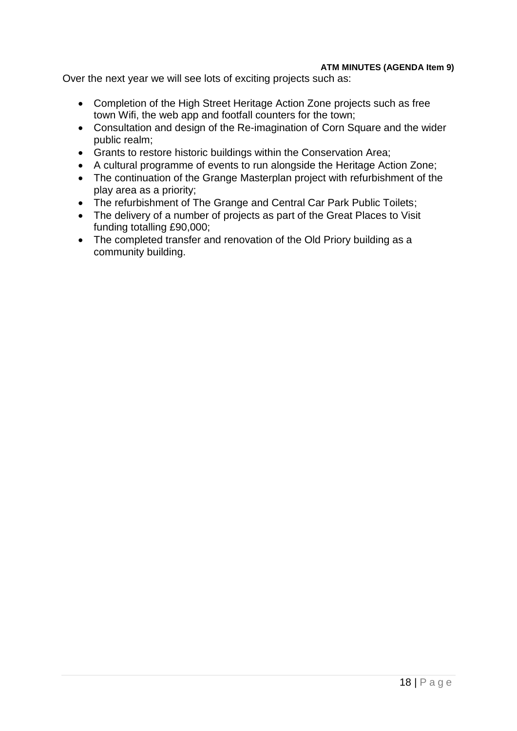Over the next year we will see lots of exciting projects such as:

- Completion of the High Street Heritage Action Zone projects such as free town Wifi, the web app and footfall counters for the town;
- Consultation and design of the Re-imagination of Corn Square and the wider public realm;
- Grants to restore historic buildings within the Conservation Area;
- A cultural programme of events to run alongside the Heritage Action Zone;
- The continuation of the Grange Masterplan project with refurbishment of the play area as a priority;
- The refurbishment of The Grange and Central Car Park Public Toilets;
- The delivery of a number of projects as part of the Great Places to Visit funding totalling £90,000;
- The completed transfer and renovation of the Old Priory building as a community building.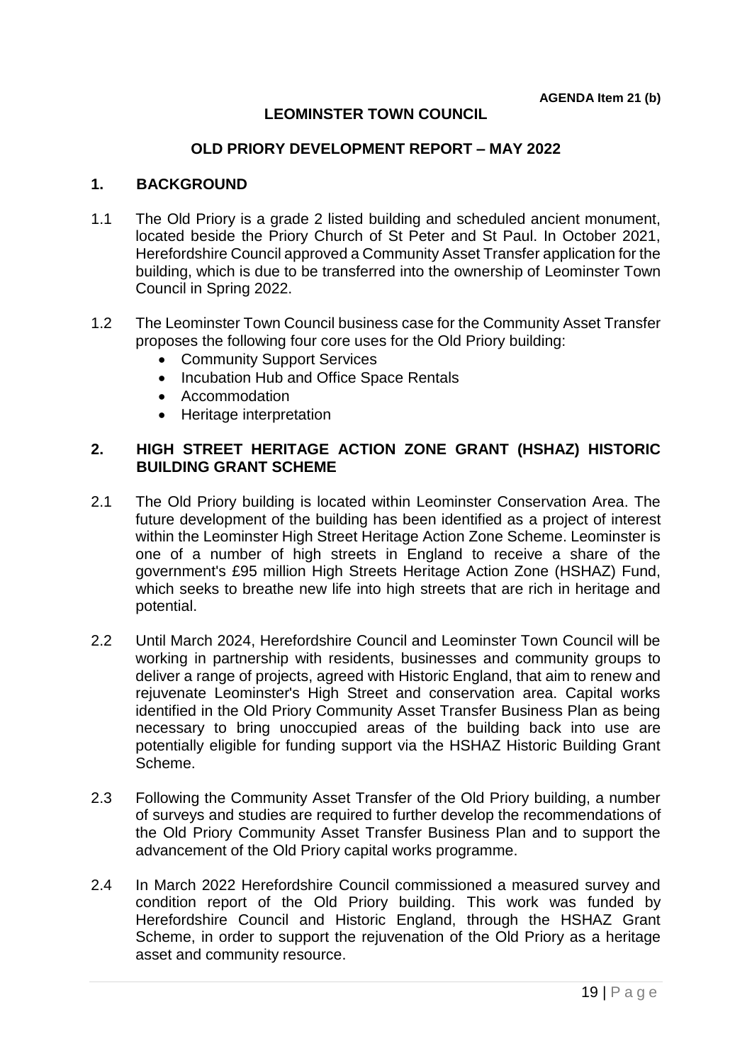**AGENDA Item 21 (b)**

# LEOMINSTER TOWN COUNCIL

## OLD PRIORY DEVELOPMENT REPORT – MAY 2022

### 1. BACKGROUND

1.1 The Old Priory is a grade 2 listed building and scheduled ancient monument, located beside the Priory Church of St Peter and St Paul. In October 2021, Herefordshire Council approved a Community Asset Transfer application for the building, which is due to be transferred into the ownership of Leominster Town Council in Spring 2022.

1.2 The Leominster Town Council business case for the Community Asset Transfer proposes the following four core uses for the Old Priory building:

- Community Support Services
- Incubation Hub and Office Space Rentals
- Accommodation
- Heritage interpretation

### 2. HIGH STREET HERITAGE ACTION ZONE GRANT (HSHAZ) HISTORIC BUILDING GRANT SCHEME

2.1 The Old Priory building is located within Leominster Conservation Area. The future development of the building has been identified as a project of interest within the Leominster High Street Heritage Action Zone Scheme. Leominster is one of a number of high streets in England to receive a share of the government's £95 million High Streets Heritage Action Zone (HSHAZ) Fund, which seeks to breathe new life into high streets that are rich in heritage and potential.

2.2 Until March 2024, Herefordshire Council and Leominster Town Council will be working in partnership with residents, businesses and community groups to deliver a range of projects, agreed with Historic England, that aim to renew and rejuvenate Leominster's High Street and conservation area. Capital works identified in the Old Priory Community Asset Transfer Business Plan as being necessary to bring unoccupied areas of the building back into use are potentially eligible for funding support via the HSHAZ Historic Building Grant Scheme.

2.3 Following the Community Asset Transfer of the Old Priory building, a number of surveys and studies are required to further develop the recommendations of the Old Priory Community Asset Transfer Business Plan and to support the advancement of the Old Priory capital works programme.

2.4 In March 2022 Herefordshire Council commissioned a measured survey and condition report of the Old Priory building. This work was funded by Herefordshire Council and Historic England, through the HSHAZ Grant Scheme, in order to support the rejuvenation of the Old Priory as a heritage asset and community resource.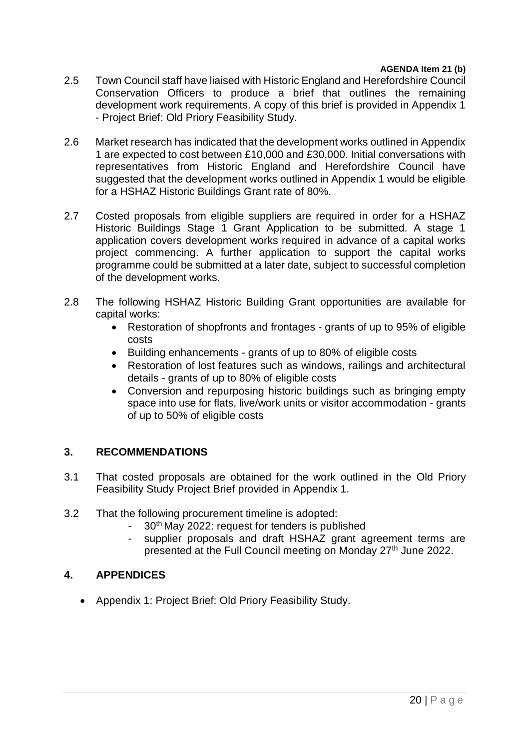**AGENDA Item 21 (b)**

2.5 Town Council staff have liaised with Historic England and Herefordshire Council Conservation Officers to produce a brief that outlines the remaining development work requirements. A copy of this brief is provided in Appendix 1 - Project Brief: Old Priory Feasibility Study.

2.6 Market research has indicated that the development works outlined in Appendix 1 are expected to cost between £10,000 and £30,000. Initial conversations with representatives from Historic England and Herefordshire Council have suggested that the development works outlined in Appendix 1 would be eligible for a HSHAZ Historic Buildings Grant rate of 80%.

2.7 Costed proposals from eligible suppliers are required in order for a HSHAZ Historic Buildings Stage 1 Grant Application to be submitted. A stage 1 application covers development works required in advance of a capital works project commencing. A further application to support the capital works programme could be submitted at a later date, subject to successful completion of the development works.

2.8 The following HSHAZ Historic Building Grant opportunities are available for capital works:

- Restoration of shopfronts and frontages - grants of up to 95% of eligible costs
- Building enhancements - grants of up to 80% of eligible costs
- Restoration of lost features such as windows, railings and architectural details - grants of up to 80% of eligible costs
- Conversion and repurposing historic buildings such as bringing empty space into use for flats, live/work units or visitor accommodation - grants of up to 50% of eligible costs

## 3. RECOMMENDATIONS

3.1 That costed proposals are obtained for the work outlined in the Old Priory Feasibility Study Project Brief provided in Appendix 1.

3.2 That the following procurement timeline is adopted:

- 30th May 2022: request for tenders is published
- supplier proposals and draft HSHAZ grant agreement terms are presented at the Full Council meeting on Monday 27th June 2022.

## 4. APPENDICES

- Appendix 1: Project Brief: Old Priory Feasibility Study.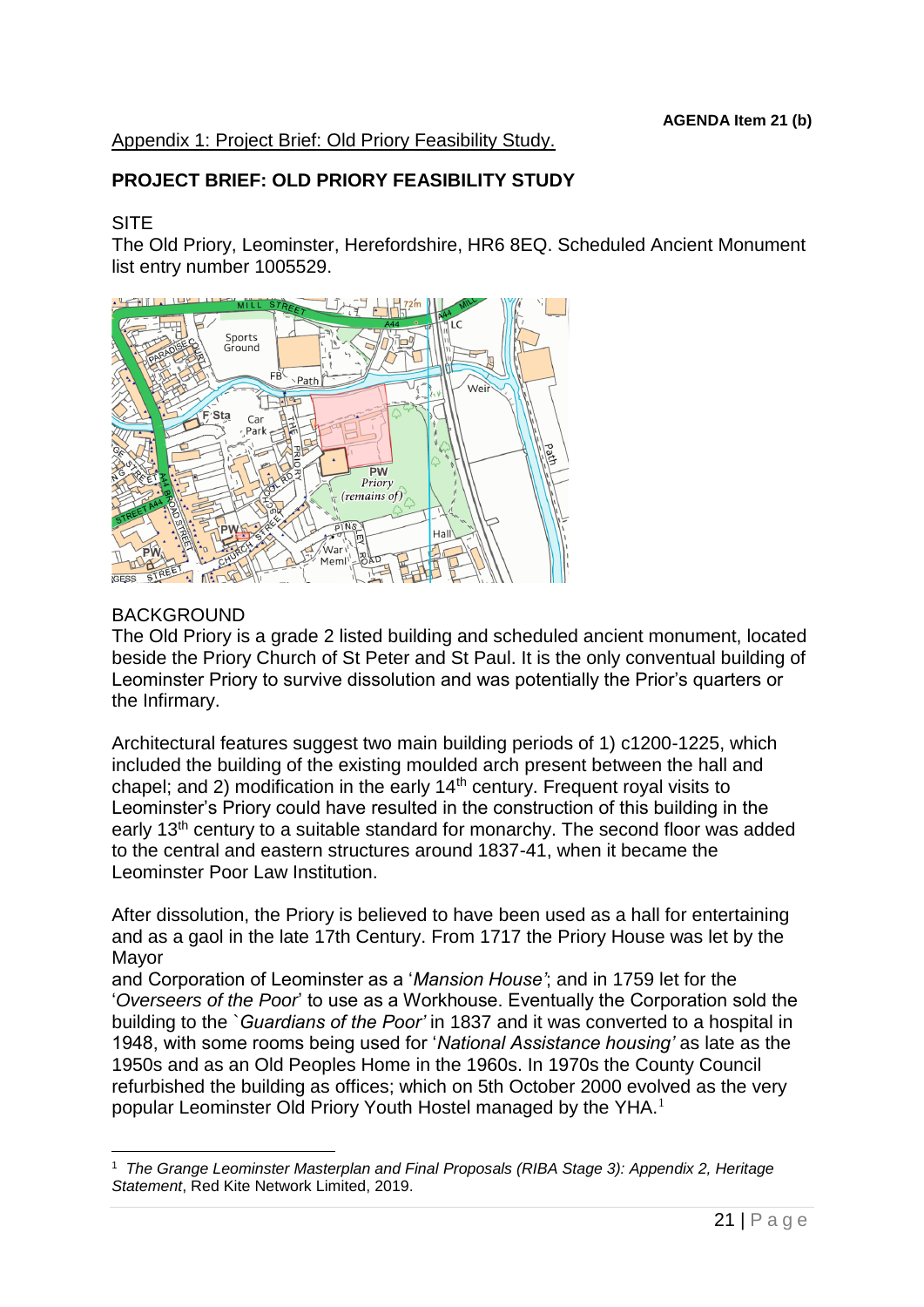**AGENDA Item 21 (b)**

Appendix 1: Project Brief: Old Priory Feasibility Study.

## PROJECT BRIEF: OLD PRIORY FEASIBILITY STUDY

### SITE

The Old Priory, Leominster, Herefordshire, HR6 8EQ. Scheduled Ancient Monument list entry number 1005529.

### BACKGROUND

The Old Priory is a grade 2 listed building and scheduled ancient monument, located beside the Priory Church of St Peter and St Paul. It is the only conventual building of Leominster Priory to survive dissolution and was potentially the Prior's quarters or the Infirmary.

Architectural features suggest two main building periods of 1) c1200-1225, which included the building of the existing moulded arch present between the hall and chapel; and 2) modification in the early 14th century. Frequent royal visits to Leominster's Priory could have resulted in the construction of this building in the early 13th century to a suitable standard for monarchy. The second floor was added to the central and eastern structures around 1837-41, when it became the Leominster Poor Law Institution.

After dissolution, the Priory is believed to have been used as a hall for entertaining and as a gaol in the late 17th Century. From 1717 the Priory House was let by the Mayor and Corporation of Leominster as a '*Mansion House'*; and in 1759 let for the '*Overseers of the Poor*' to use as a Workhouse. Eventually the Corporation sold the building to the `*Guardians of the Poor'* in 1837 and it was converted to a hospital in 1948, with some rooms being used for '*National Assistance housing'* as late as the 1950s and as an Old Peoples Home in the 1960s. In 1970s the County Council refurbished the building as offices; which on 5th October 2000 evolved as the very popular Leominster Old Priory Youth Hostel managed by the YHA.[1]

---

[1] *The Grange Leominster Masterplan and Final Proposals (RIBA Stage 3): Appendix 2, Heritage Statement*, Red Kite Network Limited, 2019.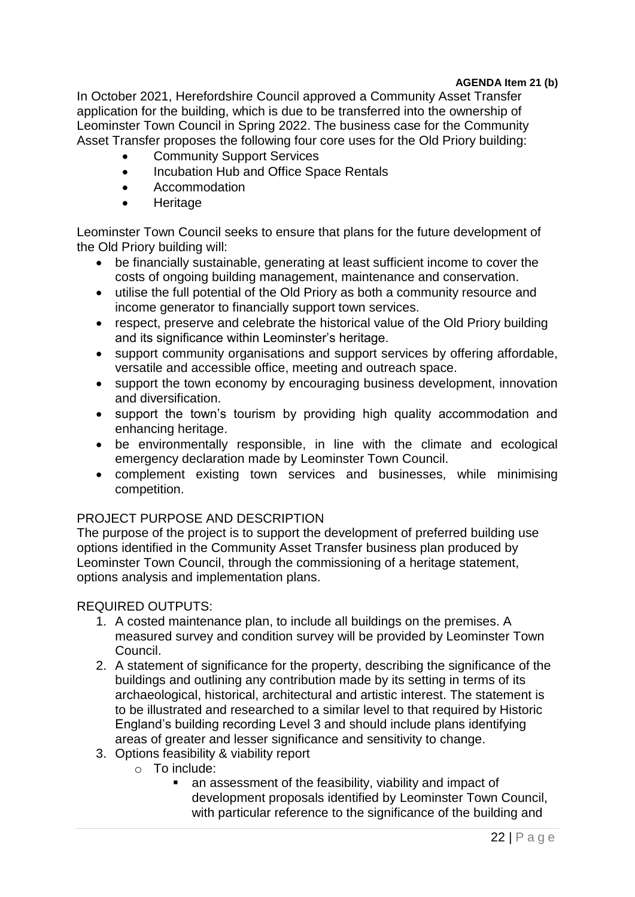**AGENDA Item 21 (b)**

In October 2021, Herefordshire Council approved a Community Asset Transfer application for the building, which is due to be transferred into the ownership of Leominster Town Council in Spring 2022. The business case for the Community Asset Transfer proposes the following four core uses for the Old Priory building:

- Community Support Services
- Incubation Hub and Office Space Rentals
- Accommodation
- Heritage

Leominster Town Council seeks to ensure that plans for the future development of the Old Priory building will:

- be financially sustainable, generating at least sufficient income to cover the costs of ongoing building management, maintenance and conservation.
- utilise the full potential of the Old Priory as both a community resource and income generator to financially support town services.
- respect, preserve and celebrate the historical value of the Old Priory building and its significance within Leominster's heritage.
- support community organisations and support services by offering affordable, versatile and accessible office, meeting and outreach space.
- support the town economy by encouraging business development, innovation and diversification.
- support the town's tourism by providing high quality accommodation and enhancing heritage.
- be environmentally responsible, in line with the climate and ecological emergency declaration made by Leominster Town Council.
- complement existing town services and businesses, while minimising competition.

PROJECT PURPOSE AND DESCRIPTION

The purpose of the project is to support the development of preferred building use options identified in the Community Asset Transfer business plan produced by Leominster Town Council, through the commissioning of a heritage statement, options analysis and implementation plans.

REQUIRED OUTPUTS:

1. A costed maintenance plan, to include all buildings on the premises. A measured survey and condition survey will be provided by Leominster Town Council.
2. A statement of significance for the property, describing the significance of the buildings and outlining any contribution made by its setting in terms of its archaeological, historical, architectural and artistic interest. The statement is to be illustrated and researched to a similar level to that required by Historic England's building recording Level 3 and should include plans identifying areas of greater and lesser significance and sensitivity to change.
3. Options feasibility & viability report
    - To include:
        - an assessment of the feasibility, viability and impact of development proposals identified by Leominster Town Council, with particular reference to the significance of the building and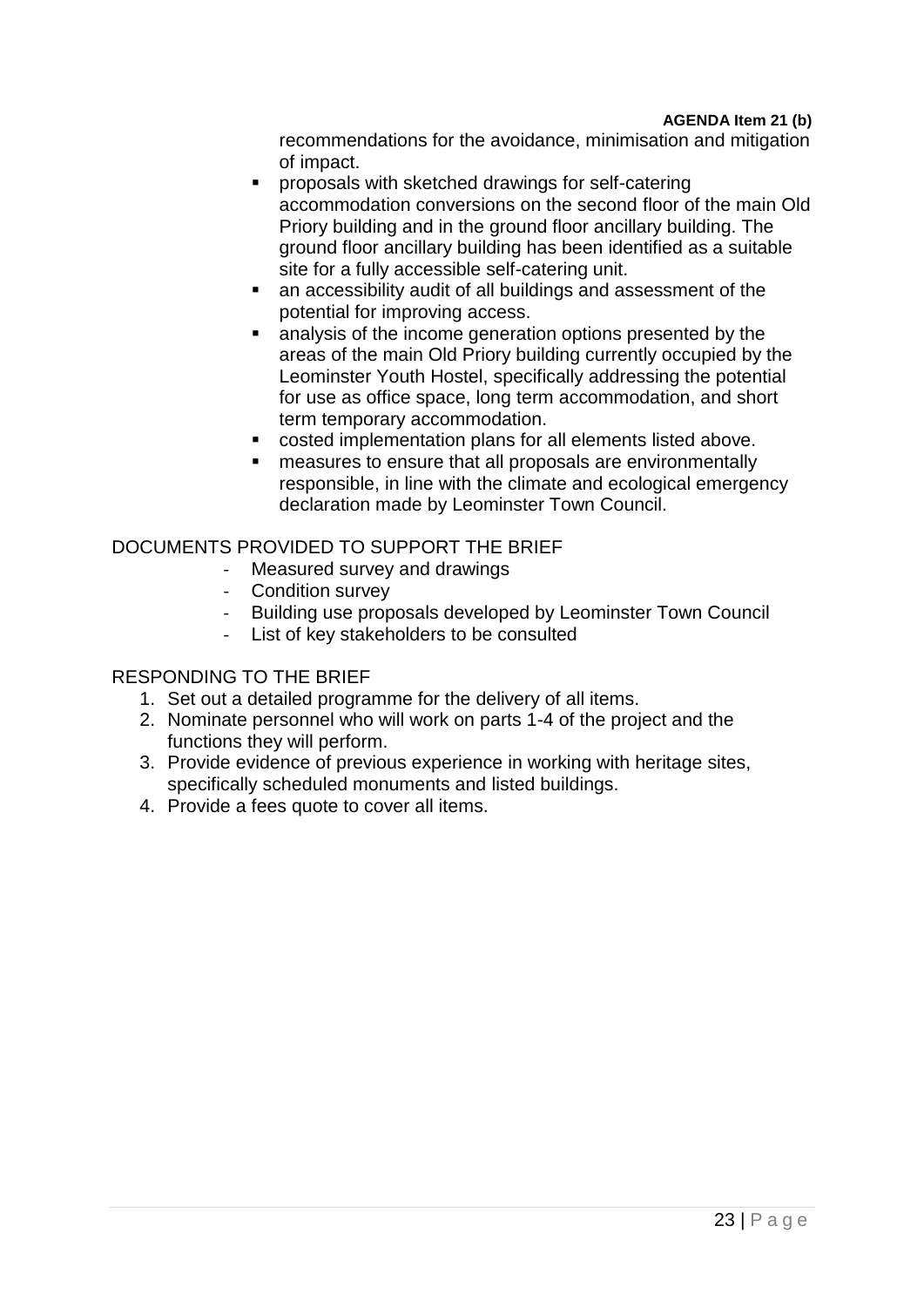recommendations for the avoidance, minimisation and mitigation of impact.

- proposals with sketched drawings for self-catering accommodation conversions on the second floor of the main Old Priory building and in the ground floor ancillary building. The ground floor ancillary building has been identified as a suitable site for a fully accessible self-catering unit.
- an accessibility audit of all buildings and assessment of the potential for improving access.
- analysis of the income generation options presented by the areas of the main Old Priory building currently occupied by the Leominster Youth Hostel, specifically addressing the potential for use as office space, long term accommodation, and short term temporary accommodation.
- costed implementation plans for all elements listed above.
- measures to ensure that all proposals are environmentally responsible, in line with the climate and ecological emergency declaration made by Leominster Town Council.

DOCUMENTS PROVIDED TO SUPPORT THE BRIEF

- Measured survey and drawings
- Condition survey
- Building use proposals developed by Leominster Town Council
- List of key stakeholders to be consulted

RESPONDING TO THE BRIEF

1. Set out a detailed programme for the delivery of all items.
2. Nominate personnel who will work on parts 1-4 of the project and the functions they will perform.
3. Provide evidence of previous experience in working with heritage sites, specifically scheduled monuments and listed buildings.
4. Provide a fees quote to cover all items.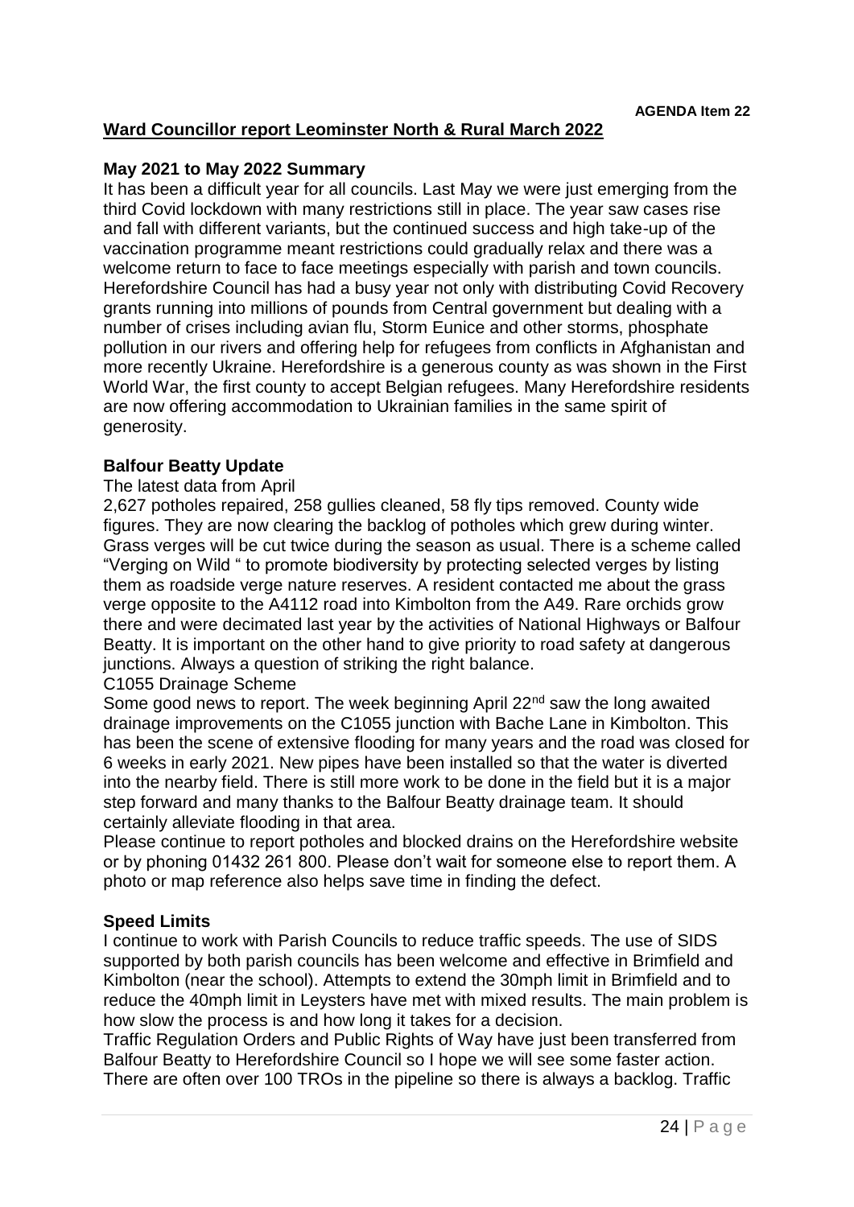**AGENDA Item 22**

## Ward Councillor report Leominster North & Rural March 2022

### May 2021 to May 2022 Summary

It has been a difficult year for all councils. Last May we were just emerging from the third Covid lockdown with many restrictions still in place. The year saw cases rise and fall with different variants, but the continued success and high take-up of the vaccination programme meant restrictions could gradually relax and there was a welcome return to face to face meetings especially with parish and town councils. Herefordshire Council has had a busy year not only with distributing Covid Recovery grants running into millions of pounds from Central government but dealing with a number of crises including avian flu, Storm Eunice and other storms, phosphate pollution in our rivers and offering help for refugees from conflicts in Afghanistan and more recently Ukraine. Herefordshire is a generous county as was shown in the First World War, the first county to accept Belgian refugees. Many Herefordshire residents are now offering accommodation to Ukrainian families in the same spirit of generosity.

### Balfour Beatty Update

The latest data from April

2,627 potholes repaired, 258 gullies cleaned, 58 fly tips removed. County wide figures. They are now clearing the backlog of potholes which grew during winter. Grass verges will be cut twice during the season as usual. There is a scheme called "Verging on Wild " to promote biodiversity by protecting selected verges by listing them as roadside verge nature reserves. A resident contacted me about the grass verge opposite to the A4112 road into Kimbolton from the A49. Rare orchids grow there and were decimated last year by the activities of National Highways or Balfour Beatty. It is important on the other hand to give priority to road safety at dangerous junctions. Always a question of striking the right balance.

C1055 Drainage Scheme

Some good news to report. The week beginning April 22nd saw the long awaited drainage improvements on the C1055 junction with Bache Lane in Kimbolton. This has been the scene of extensive flooding for many years and the road was closed for 6 weeks in early 2021. New pipes have been installed so that the water is diverted into the nearby field. There is still more work to be done in the field but it is a major step forward and many thanks to the Balfour Beatty drainage team. It should certainly alleviate flooding in that area.

Please continue to report potholes and blocked drains on the Herefordshire website or by phoning 01432 261 800. Please don't wait for someone else to report them. A photo or map reference also helps save time in finding the defect.

### Speed Limits

I continue to work with Parish Councils to reduce traffic speeds. The use of SIDS supported by both parish councils has been welcome and effective in Brimfield and Kimbolton (near the school). Attempts to extend the 30mph limit in Brimfield and to reduce the 40mph limit in Leysters have met with mixed results. The main problem is how slow the process is and how long it takes for a decision.

Traffic Regulation Orders and Public Rights of Way have just been transferred from Balfour Beatty to Herefordshire Council so I hope we will see some faster action. There are often over 100 TROs in the pipeline so there is always a backlog. Traffic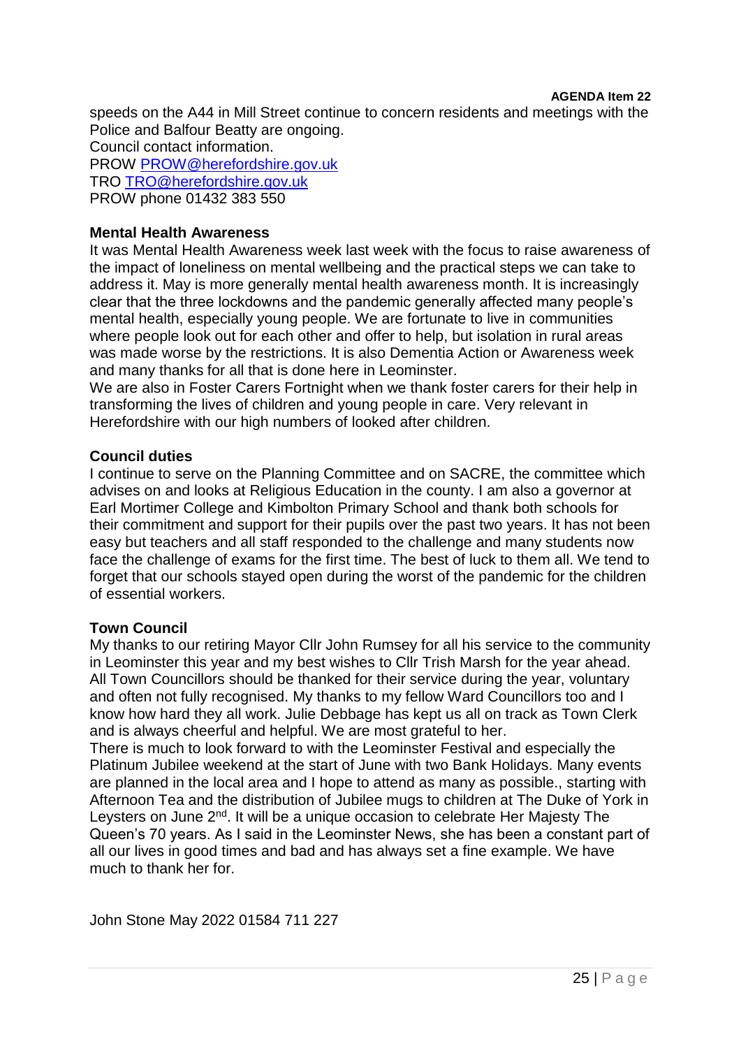**AGENDA Item 22**

speeds on the A44 in Mill Street continue to concern residents and meetings with the Police and Balfour Beatty are ongoing.
Council contact information.
PROW PROW@herefordshire.gov.uk
TRO TRO@herefordshire.gov.uk
PROW phone 01432 383 550

**Mental Health Awareness**

It was Mental Health Awareness week last week with the focus to raise awareness of the impact of loneliness on mental wellbeing and the practical steps we can take to address it. May is more generally mental health awareness month. It is increasingly clear that the three lockdowns and the pandemic generally affected many people's mental health, especially young people. We are fortunate to live in communities where people look out for each other and offer to help, but isolation in rural areas was made worse by the restrictions. It is also Dementia Action or Awareness week and many thanks for all that is done here in Leominster.
We are also in Foster Carers Fortnight when we thank foster carers for their help in transforming the lives of children and young people in care. Very relevant in Herefordshire with our high numbers of looked after children.

**Council duties**

I continue to serve on the Planning Committee and on SACRE, the committee which advises on and looks at Religious Education in the county. I am also a governor at Earl Mortimer College and Kimbolton Primary School and thank both schools for their commitment and support for their pupils over the past two years. It has not been easy but teachers and all staff responded to the challenge and many students now face the challenge of exams for the first time. The best of luck to them all. We tend to forget that our schools stayed open during the worst of the pandemic for the children of essential workers.

**Town Council**

My thanks to our retiring Mayor Cllr John Rumsey for all his service to the community in Leominster this year and my best wishes to Cllr Trish Marsh for the year ahead. All Town Councillors should be thanked for their service during the year, voluntary and often not fully recognised. My thanks to my fellow Ward Councillors too and I know how hard they all work. Julie Debbage has kept us all on track as Town Clerk and is always cheerful and helpful. We are most grateful to her.
There is much to look forward to with the Leominster Festival and especially the Platinum Jubilee weekend at the start of June with two Bank Holidays. Many events are planned in the local area and I hope to attend as many as possible., starting with Afternoon Tea and the distribution of Jubilee mugs to children at The Duke of York in Leysters on June 2nd. It will be a unique occasion to celebrate Her Majesty The Queen's 70 years. As I said in the Leominster News, she has been a constant part of all our lives in good times and bad and has always set a fine example. We have much to thank her for.

John Stone May 2022 01584 711 227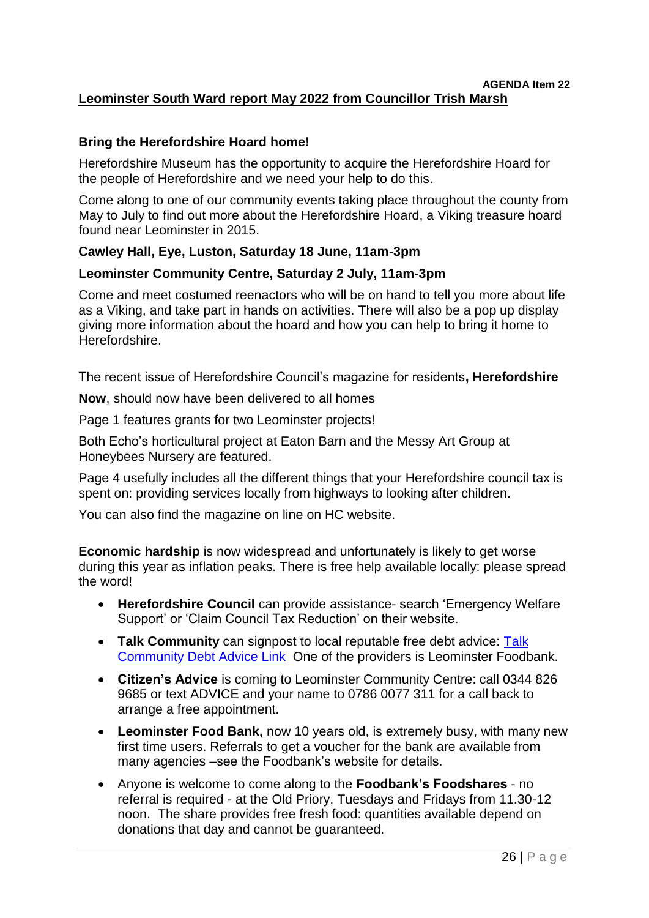**AGENDA Item 22**

## Leominster South Ward report May 2022 from Councillor Trish Marsh

### Bring the Herefordshire Hoard home!

Herefordshire Museum has the opportunity to acquire the Herefordshire Hoard for the people of Herefordshire and we need your help to do this.

Come along to one of our community events taking place throughout the county from May to July to find out more about the Herefordshire Hoard, a Viking treasure hoard found near Leominster in 2015.

**Cawley Hall, Eye, Luston, Saturday 18 June, 11am-3pm**

**Leominster Community Centre, Saturday 2 July, 11am-3pm**

Come and meet costumed reenactors who will be on hand to tell you more about life as a Viking, and take part in hands on activities. There will also be a pop up display giving more information about the hoard and how you can help to bring it home to Herefordshire.

The recent issue of Herefordshire Council's magazine for residents**, Herefordshire Now**, should now have been delivered to all homes

Page 1 features grants for two Leominster projects!

Both Echo's horticultural project at Eaton Barn and the Messy Art Group at Honeybees Nursery are featured.

Page 4 usefully includes all the different things that your Herefordshire council tax is spent on: providing services locally from highways to looking after children.

You can also find the magazine on line on HC website.

**Economic hardship** is now widespread and unfortunately is likely to get worse during this year as inflation peaks. There is free help available locally: please spread the word!

- **Herefordshire Council** can provide assistance- search 'Emergency Welfare Support' or 'Claim Council Tax Reduction' on their website.
- **Talk Community** can signpost to local reputable free debt advice: Talk Community Debt Advice Link One of the providers is Leominster Foodbank.
- **Citizen's Advice** is coming to Leominster Community Centre: call 0344 826 9685 or text ADVICE and your name to 0786 0077 311 for a call back to arrange a free appointment.
- **Leominster Food Bank,** now 10 years old, is extremely busy, with many new first time users. Referrals to get a voucher for the bank are available from many agencies –see the Foodbank's website for details.
- Anyone is welcome to come along to the **Foodbank's Foodshares** - no referral is required - at the Old Priory, Tuesdays and Fridays from 11.30-12 noon. The share provides free fresh food: quantities available depend on donations that day and cannot be guaranteed.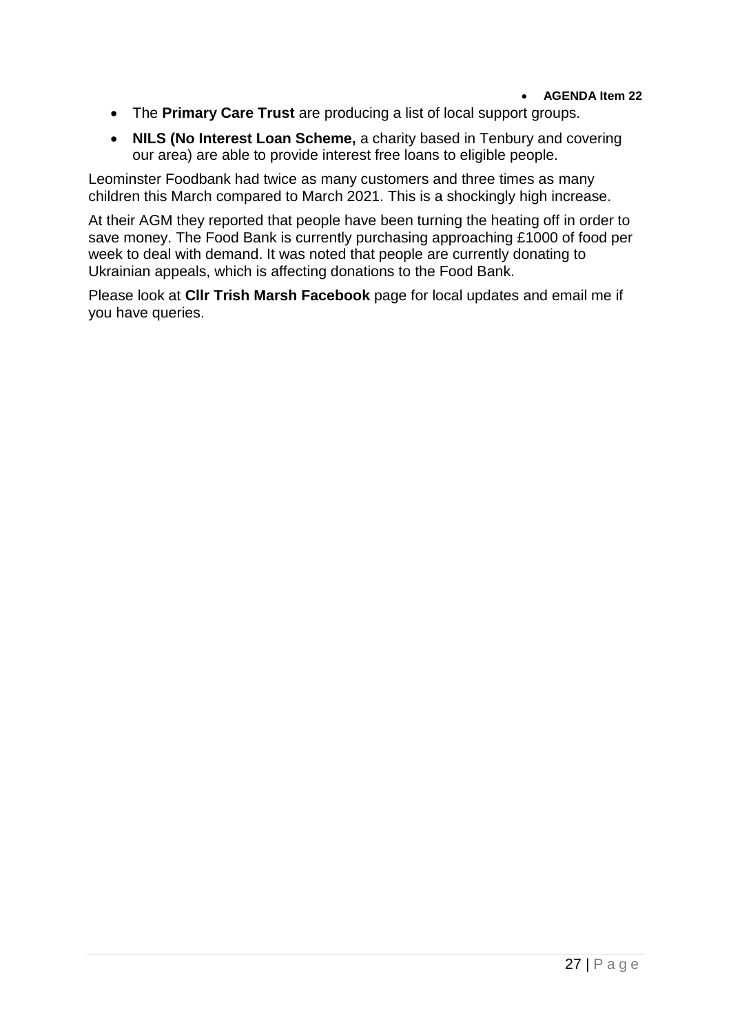- **AGENDA Item 22**

- The **Primary Care Trust** are producing a list of local support groups.
- **NILS (No Interest Loan Scheme,** a charity based in Tenbury and covering our area) are able to provide interest free loans to eligible people.

Leominster Foodbank had twice as many customers and three times as many children this March compared to March 2021. This is a shockingly high increase.

At their AGM they reported that people have been turning the heating off in order to save money. The Food Bank is currently purchasing approaching £1000 of food per week to deal with demand. It was noted that people are currently donating to Ukrainian appeals, which is affecting donations to the Food Bank.

Please look at **Cllr Trish Marsh Facebook** page for local updates and email me if you have queries.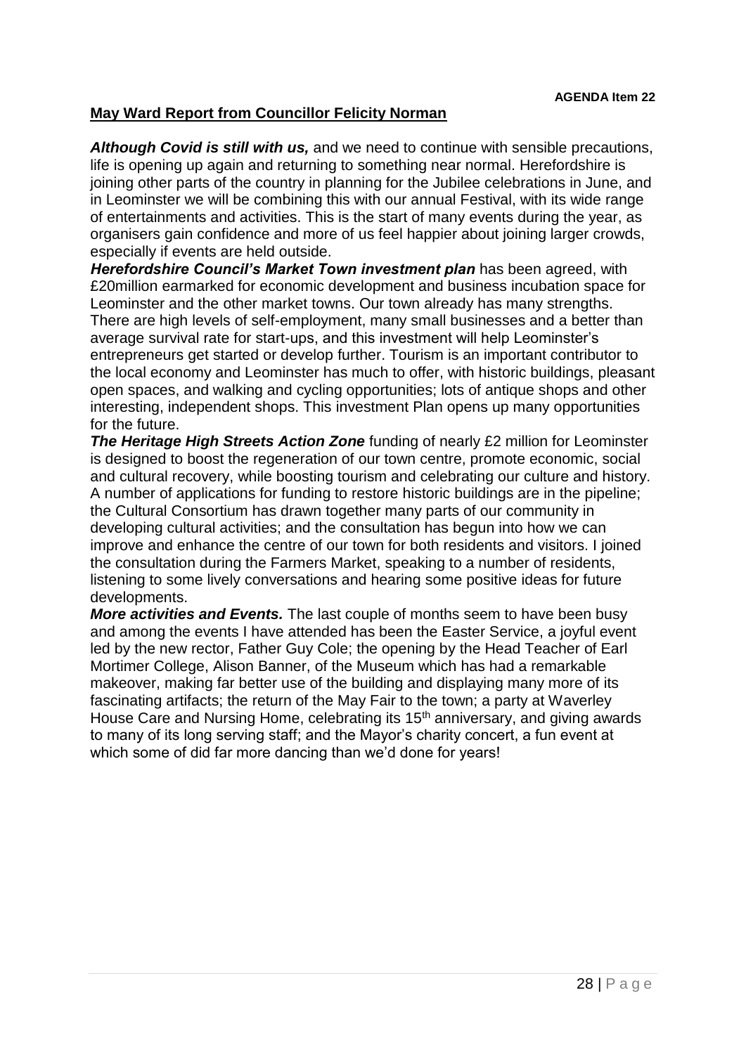**AGENDA Item 22**

## May Ward Report from Councillor Felicity Norman

***Although Covid is still with us,*** and we need to continue with sensible precautions, life is opening up again and returning to something near normal. Herefordshire is joining other parts of the country in planning for the Jubilee celebrations in June, and in Leominster we will be combining this with our annual Festival, with its wide range of entertainments and activities. This is the start of many events during the year, as organisers gain confidence and more of us feel happier about joining larger crowds, especially if events are held outside.

***Herefordshire Council's Market Town investment plan*** has been agreed, with £20million earmarked for economic development and business incubation space for Leominster and the other market towns. Our town already has many strengths. There are high levels of self-employment, many small businesses and a better than average survival rate for start-ups, and this investment will help Leominster's entrepreneurs get started or develop further. Tourism is an important contributor to the local economy and Leominster has much to offer, with historic buildings, pleasant open spaces, and walking and cycling opportunities; lots of antique shops and other interesting, independent shops. This investment Plan opens up many opportunities for the future.

***The Heritage High Streets Action Zone*** funding of nearly £2 million for Leominster is designed to boost the regeneration of our town centre, promote economic, social and cultural recovery, while boosting tourism and celebrating our culture and history. A number of applications for funding to restore historic buildings are in the pipeline; the Cultural Consortium has drawn together many parts of our community in developing cultural activities; and the consultation has begun into how we can improve and enhance the centre of our town for both residents and visitors. I joined the consultation during the Farmers Market, speaking to a number of residents, listening to some lively conversations and hearing some positive ideas for future developments.

***More activities and Events.*** The last couple of months seem to have been busy and among the events I have attended has been the Easter Service, a joyful event led by the new rector, Father Guy Cole; the opening by the Head Teacher of Earl Mortimer College, Alison Banner, of the Museum which has had a remarkable makeover, making far better use of the building and displaying many more of its fascinating artifacts; the return of the May Fair to the town; a party at Waverley House Care and Nursing Home, celebrating its 15th anniversary, and giving awards to many of its long serving staff; and the Mayor's charity concert, a fun event at which some of did far more dancing than we'd done for years!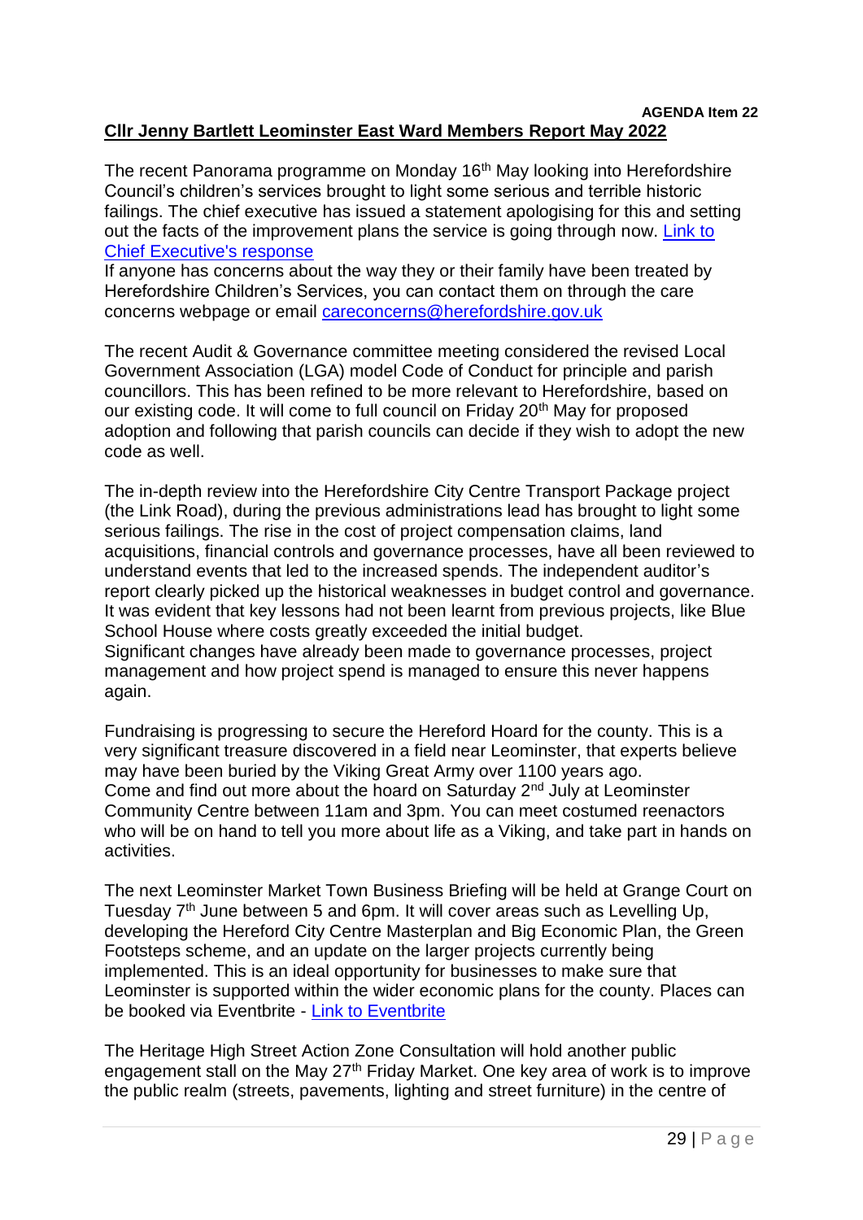**AGENDA Item 22**

## Cllr Jenny Bartlett Leominster East Ward Members Report May 2022

The recent Panorama programme on Monday 16th May looking into Herefordshire Council's children's services brought to light some serious and terrible historic failings. The chief executive has issued a statement apologising for this and setting out the facts of the improvement plans the service is going through now. [Link to Chief Executive's response]
If anyone has concerns about the way they or their family have been treated by Herefordshire Children's Services, you can contact them on through the care concerns webpage or email careconcerns@herefordshire.gov.uk

The recent Audit & Governance committee meeting considered the revised Local Government Association (LGA) model Code of Conduct for principle and parish councillors. This has been refined to be more relevant to Herefordshire, based on our existing code. It will come to full council on Friday 20th May for proposed adoption and following that parish councils can decide if they wish to adopt the new code as well.

The in-depth review into the Herefordshire City Centre Transport Package project (the Link Road), during the previous administrations lead has brought to light some serious failings. The rise in the cost of project compensation claims, land acquisitions, financial controls and governance processes, have all been reviewed to understand events that led to the increased spends. The independent auditor's report clearly picked up the historical weaknesses in budget control and governance. It was evident that key lessons had not been learnt from previous projects, like Blue School House where costs greatly exceeded the initial budget.
Significant changes have already been made to governance processes, project management and how project spend is managed to ensure this never happens again.

Fundraising is progressing to secure the Hereford Hoard for the county. This is a very significant treasure discovered in a field near Leominster, that experts believe may have been buried by the Viking Great Army over 1100 years ago.
Come and find out more about the hoard on Saturday 2nd July at Leominster Community Centre between 11am and 3pm. You can meet costumed reenactors who will be on hand to tell you more about life as a Viking, and take part in hands on activities.

The next Leominster Market Town Business Briefing will be held at Grange Court on Tuesday 7th June between 5 and 6pm. It will cover areas such as Levelling Up, developing the Hereford City Centre Masterplan and Big Economic Plan, the Green Footsteps scheme, and an update on the larger projects currently being implemented. This is an ideal opportunity for businesses to make sure that Leominster is supported within the wider economic plans for the county. Places can be booked via Eventbrite - [Link to Eventbrite]

The Heritage High Street Action Zone Consultation will hold another public engagement stall on the May 27th Friday Market. One key area of work is to improve the public realm (streets, pavements, lighting and street furniture) in the centre of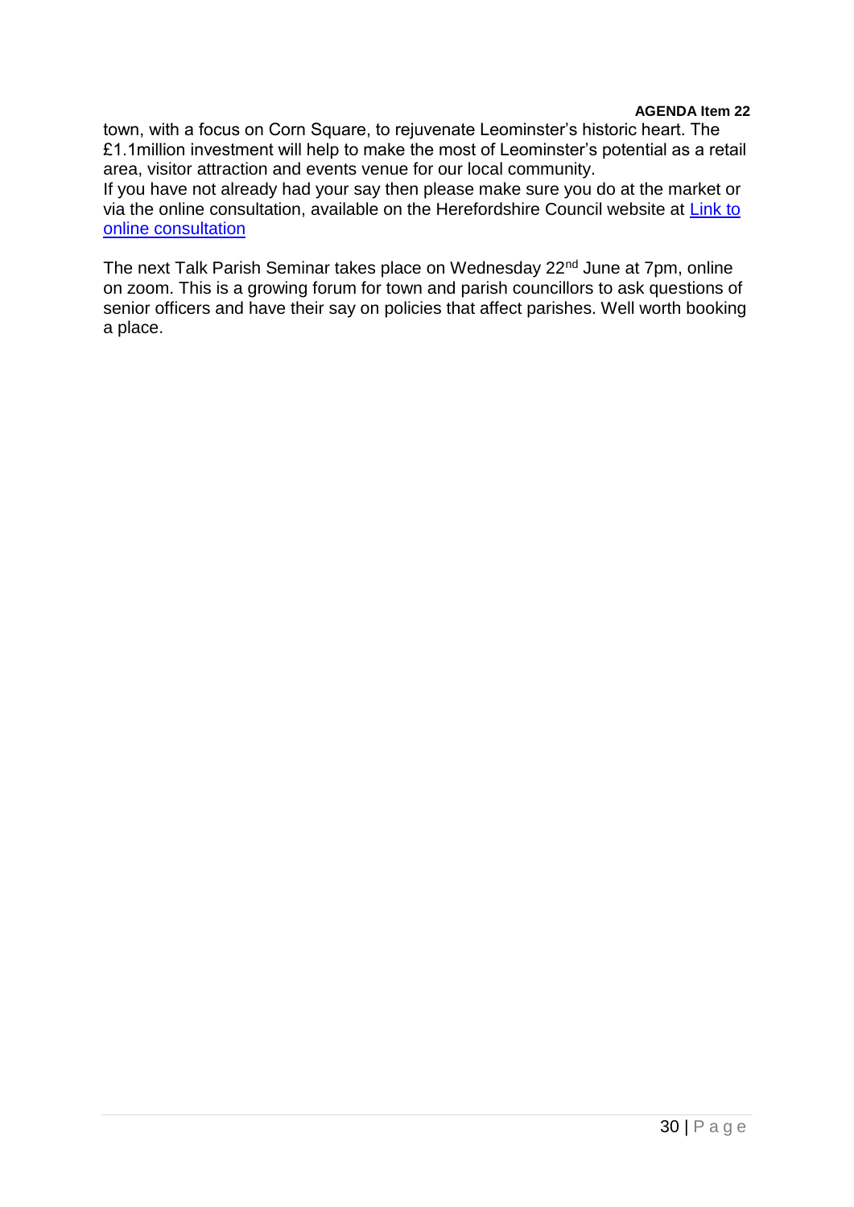town, with a focus on Corn Square, to rejuvenate Leominster's historic heart. The £1.1million investment will help to make the most of Leominster's potential as a retail area, visitor attraction and events venue for our local community.
If you have not already had your say then please make sure you do at the market or via the online consultation, available on the Herefordshire Council website at Link to online consultation

The next Talk Parish Seminar takes place on Wednesday 22nd June at 7pm, online on zoom. This is a growing forum for town and parish councillors to ask questions of senior officers and have their say on policies that affect parishes. Well worth booking a place.